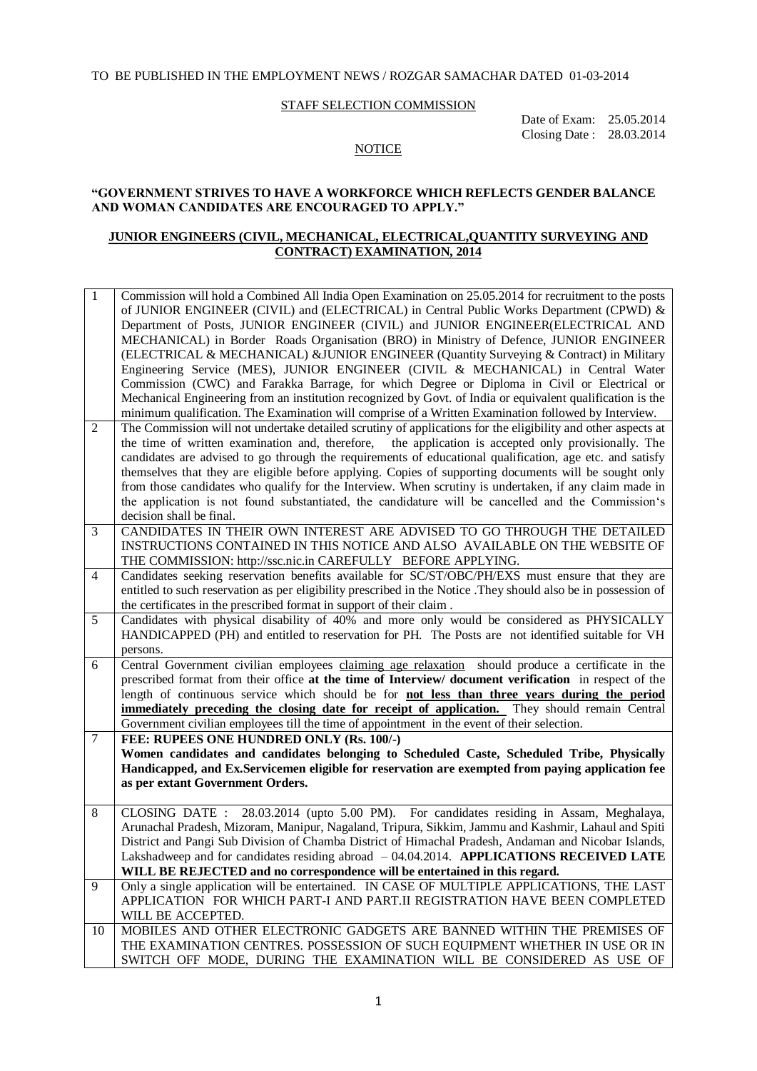TO BE PUBLISHED IN THE EMPLOYMENT NEWS / ROZGAR SAMACHAR DATED 01-03-2014

STAFF SELECTION COMMISSION

Date of Exam: 25.05.2014
Closing Date : 28.03.2014

NOTICE

**"GOVERNMENT STRIVES TO HAVE A WORKFORCE WHICH REFLECTS GENDER BALANCE AND WOMAN CANDIDATES ARE ENCOURAGED TO APPLY."**

## JUNIOR ENGINEERS (CIVIL, MECHANICAL, ELECTRICAL,QUANTITY SURVEYING AND CONTRACT) EXAMINATION, 2014

| | |
|---|---|
| 1 | Commission will hold a Combined All India Open Examination on 25.05.2014 for recruitment to the posts of JUNIOR ENGINEER (CIVIL) and (ELECTRICAL) in Central Public Works Department (CPWD) & Department of Posts, JUNIOR ENGINEER (CIVIL) and JUNIOR ENGINEER(ELECTRICAL AND MECHANICAL) in Border Roads Organisation (BRO) in Ministry of Defence, JUNIOR ENGINEER (ELECTRICAL & MECHANICAL) &JUNIOR ENGINEER (Quantity Surveying & Contract) in Military Engineering Service (MES), JUNIOR ENGINEER (CIVIL & MECHANICAL) in Central Water Commission (CWC) and Farakka Barrage, for which Degree or Diploma in Civil or Electrical or Mechanical Engineering from an institution recognized by Govt. of India or equivalent qualification is the minimum qualification. The Examination will comprise of a Written Examination followed by Interview. |
| 2 | The Commission will not undertake detailed scrutiny of applications for the eligibility and other aspects at the time of written examination and, therefore, the application is accepted only provisionally. The candidates are advised to go through the requirements of educational qualification, age etc. and satisfy themselves that they are eligible before applying. Copies of supporting documents will be sought only from those candidates who qualify for the Interview. When scrutiny is undertaken, if any claim made in the application is not found substantiated, the candidature will be cancelled and the Commission's decision shall be final. |
| 3 | CANDIDATES IN THEIR OWN INTEREST ARE ADVISED TO GO THROUGH THE DETAILED INSTRUCTIONS CONTAINED IN THIS NOTICE AND ALSO AVAILABLE ON THE WEBSITE OF THE COMMISSION: http://ssc.nic.in CAREFULLY BEFORE APPLYING. |
| 4 | Candidates seeking reservation benefits available for SC/ST/OBC/PH/EXS must ensure that they are entitled to such reservation as per eligibility prescribed in the Notice .They should also be in possession of the certificates in the prescribed format in support of their claim . |
| 5 | Candidates with physical disability of 40% and more only would be considered as PHYSICALLY HANDICAPPED (PH) and entitled to reservation for PH. The Posts are not identified suitable for VH persons. |
| 6 | Central Government civilian employees claiming age relaxation should produce a certificate in the prescribed format from their office **at the time of Interview/ document verification** in respect of the length of continuous service which should be for **not less than three years during the period immediately preceding the closing date for receipt of application.** They should remain Central Government civilian employees till the time of appointment in the event of their selection. |
| 7 | **FEE: RUPEES ONE HUNDRED ONLY (Rs. 100/-)** **Women candidates and candidates belonging to Scheduled Caste, Scheduled Tribe, Physically Handicapped, and Ex.Servicemen eligible for reservation are exempted from paying application fee as per extant Government Orders.** |
| 8 | CLOSING DATE : 28.03.2014 (upto 5.00 PM). For candidates residing in Assam, Meghalaya, Arunachal Pradesh, Mizoram, Manipur, Nagaland, Tripura, Sikkim, Jammu and Kashmir, Lahaul and Spiti District and Pangi Sub Division of Chamba District of Himachal Pradesh, Andaman and Nicobar Islands, Lakshadweep and for candidates residing abroad – 04.04.2014. **APPLICATIONS RECEIVED LATE WILL BE REJECTED and no correspondence will be entertained in this regard.** |
| 9 | Only a single application will be entertained. IN CASE OF MULTIPLE APPLICATIONS, THE LAST APPLICATION FOR WHICH PART-I AND PART.II REGISTRATION HAVE BEEN COMPLETED WILL BE ACCEPTED. |
| 10 | MOBILES AND OTHER ELECTRONIC GADGETS ARE BANNED WITHIN THE PREMISES OF THE EXAMINATION CENTRES. POSSESSION OF SUCH EQUIPMENT WHETHER IN USE OR IN SWITCH OFF MODE, DURING THE EXAMINATION WILL BE CONSIDERED AS USE OF |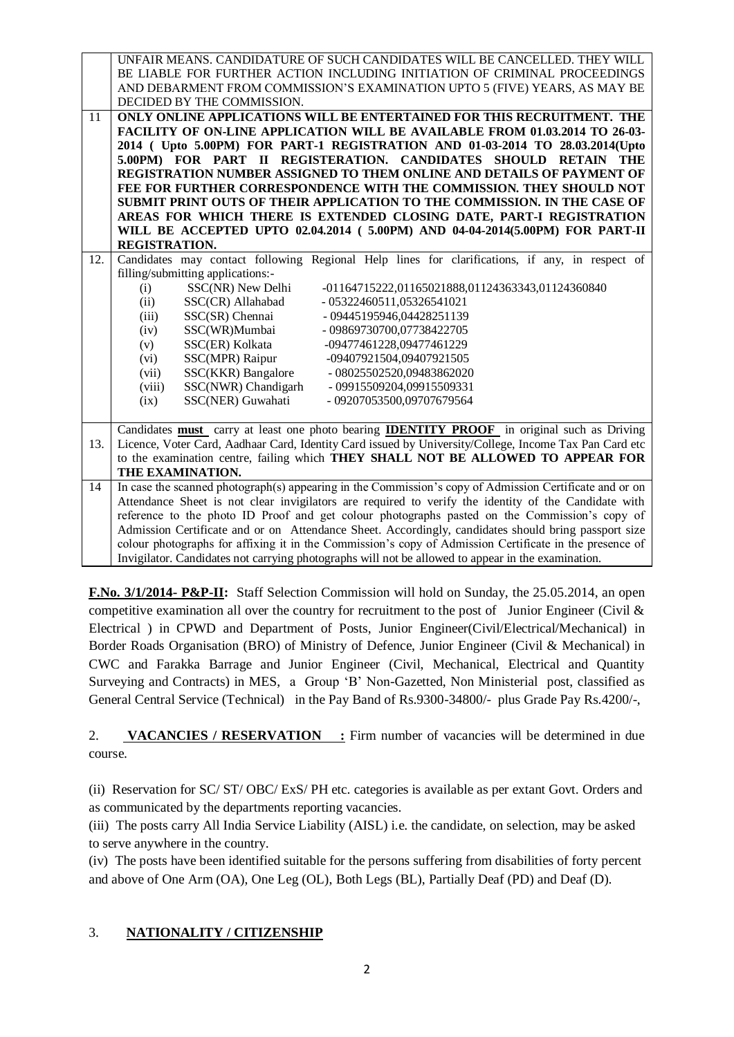| | |
|---|---|
| | UNFAIR MEANS. CANDIDATURE OF SUCH CANDIDATES WILL BE CANCELLED. THEY WILL BE LIABLE FOR FURTHER ACTION INCLUDING INITIATION OF CRIMINAL PROCEEDINGS AND DEBARMENT FROM COMMISSION'S EXAMINATION UPTO 5 (FIVE) YEARS, AS MAY BE DECIDED BY THE COMMISSION. |
| 11 | **ONLY ONLINE APPLICATIONS WILL BE ENTERTAINED FOR THIS RECRUITMENT. THE FACILITY OF ON-LINE APPLICATION WILL BE AVAILABLE FROM 01.03.2014 TO 26-03-2014 ( Upto 5.00PM) FOR PART-1 REGISTRATION AND 01-03-2014 TO 28.03.2014(Upto 5.00PM) FOR PART II REGISTRATION. CANDIDATES SHOULD RETAIN THE REGISTRATION NUMBER ASSIGNED TO THEM ONLINE AND DETAILS OF PAYMENT OF FEE FOR FURTHER CORRESPONDENCE WITH THE COMMISSION. THEY SHOULD NOT SUBMIT PRINT OUTS OF THEIR APPLICATION TO THE COMMISSION. IN THE CASE OF AREAS FOR WHICH THERE IS EXTENDED CLOSING DATE, PART-I REGISTRATION WILL BE ACCEPTED UPTO 02.04.2014 ( 5.00PM) AND 04-04-2014(5.00PM) FOR PART-II REGISTRATION.** |
| 12. | Candidates may contact following Regional Help lines for clarifications, if any, in respect of filling/submitting applications:-<br>(i) SSC(NR) New Delhi -01164715222,01165021888,01124363343,01124360840<br>(ii) SSC(CR) Allahabad - 05322460511,05326541021<br>(iii) SSC(SR) Chennai - 09445195946,04428251139<br>(iv) SSC(WR)Mumbai - 09869730700,07738422705<br>(v) SSC(ER) Kolkata -09477461228,09477461229<br>(vi) SSC(MPR) Raipur -09407921504,09407921505<br>(vii) SSC(KKR) Bangalore - 08025502520,09483862020<br>(viii) SSC(NWR) Chandigarh - 09915509204,09915509331<br>(ix) SSC(NER) Guwahati - 09207053500,09707679564 |
| 13. | Candidates **must** carry at least one photo bearing **IDENTITY PROOF** in original such as Driving Licence, Voter Card, Aadhaar Card, Identity Card issued by University/College, Income Tax Pan Card etc to the examination centre, failing which **THEY SHALL NOT BE ALLOWED TO APPEAR FOR THE EXAMINATION.** |
| 14 | In case the scanned photograph(s) appearing in the Commission's copy of Admission Certificate and or on Attendance Sheet is not clear invigilators are required to verify the identity of the Candidate with reference to the photo ID Proof and get colour photographs pasted on the Commission's copy of Admission Certificate and or on Attendance Sheet. Accordingly, candidates should bring passport size colour photographs for affixing it in the Commission's copy of Admission Certificate in the presence of Invigilator. Candidates not carrying photographs will not be allowed to appear in the examination. |

**F.No. 3/1/2014- P&P-II:** Staff Selection Commission will hold on Sunday, the 25.05.2014, an open competitive examination all over the country for recruitment to the post of Junior Engineer (Civil & Electrical ) in CPWD and Department of Posts, Junior Engineer(Civil/Electrical/Mechanical) in Border Roads Organisation (BRO) of Ministry of Defence, Junior Engineer (Civil & Mechanical) in CWC and Farakka Barrage and Junior Engineer (Civil, Mechanical, Electrical and Quantity Surveying and Contracts) in MES, a Group 'B' Non-Gazetted, Non Ministerial post, classified as General Central Service (Technical) in the Pay Band of Rs.9300-34800/- plus Grade Pay Rs.4200/-,

2. **VACANCIES / RESERVATION :** Firm number of vacancies will be determined in due course.

(ii) Reservation for SC/ ST/ OBC/ ExS/ PH etc. categories is available as per extant Govt. Orders and as communicated by the departments reporting vacancies.

(iii) The posts carry All India Service Liability (AISL) i.e. the candidate, on selection, may be asked to serve anywhere in the country.

(iv) The posts have been identified suitable for the persons suffering from disabilities of forty percent and above of One Arm (OA), One Leg (OL), Both Legs (BL), Partially Deaf (PD) and Deaf (D).

3. **NATIONALITY / CITIZENSHIP**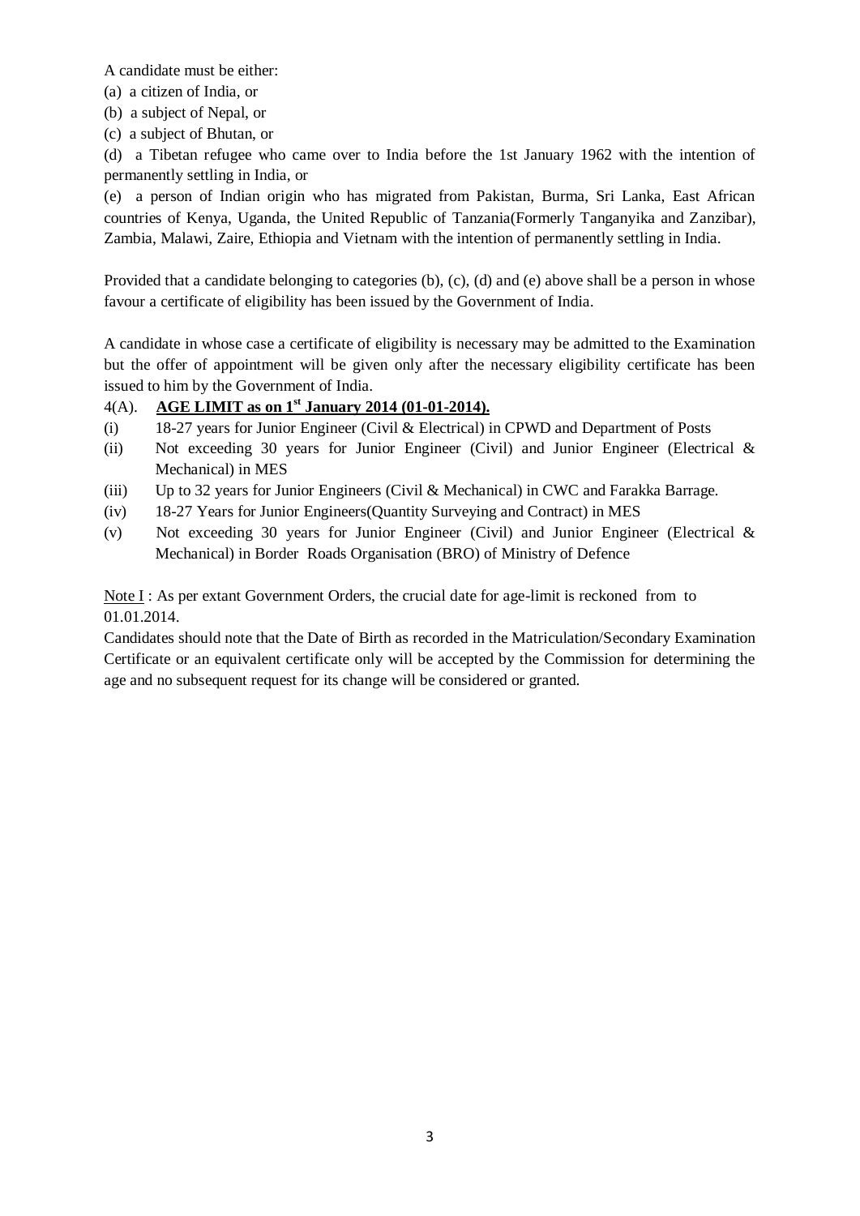A candidate must be either:

(a) a citizen of India, or

(b) a subject of Nepal, or

(c) a subject of Bhutan, or

(d) a Tibetan refugee who came over to India before the 1st January 1962 with the intention of permanently settling in India, or

(e) a person of Indian origin who has migrated from Pakistan, Burma, Sri Lanka, East African countries of Kenya, Uganda, the United Republic of Tanzania(Formerly Tanganyika and Zanzibar), Zambia, Malawi, Zaire, Ethiopia and Vietnam with the intention of permanently settling in India.

Provided that a candidate belonging to categories (b), (c), (d) and (e) above shall be a person in whose favour a certificate of eligibility has been issued by the Government of India.

A candidate in whose case a certificate of eligibility is necessary may be admitted to the Examination but the offer of appointment will be given only after the necessary eligibility certificate has been issued to him by the Government of India.

4(A). **AGE LIMIT as on 1st January 2014 (01-01-2014).**

(i) 18-27 years for Junior Engineer (Civil & Electrical) in CPWD and Department of Posts

(ii) Not exceeding 30 years for Junior Engineer (Civil) and Junior Engineer (Electrical & Mechanical) in MES

(iii) Up to 32 years for Junior Engineers (Civil & Mechanical) in CWC and Farakka Barrage.

(iv) 18-27 Years for Junior Engineers(Quantity Surveying and Contract) in MES

(v) Not exceeding 30 years for Junior Engineer (Civil) and Junior Engineer (Electrical & Mechanical) in Border Roads Organisation (BRO) of Ministry of Defence

Note I : As per extant Government Orders, the crucial date for age-limit is reckoned from to 01.01.2014.

Candidates should note that the Date of Birth as recorded in the Matriculation/Secondary Examination Certificate or an equivalent certificate only will be accepted by the Commission for determining the age and no subsequent request for its change will be considered or granted.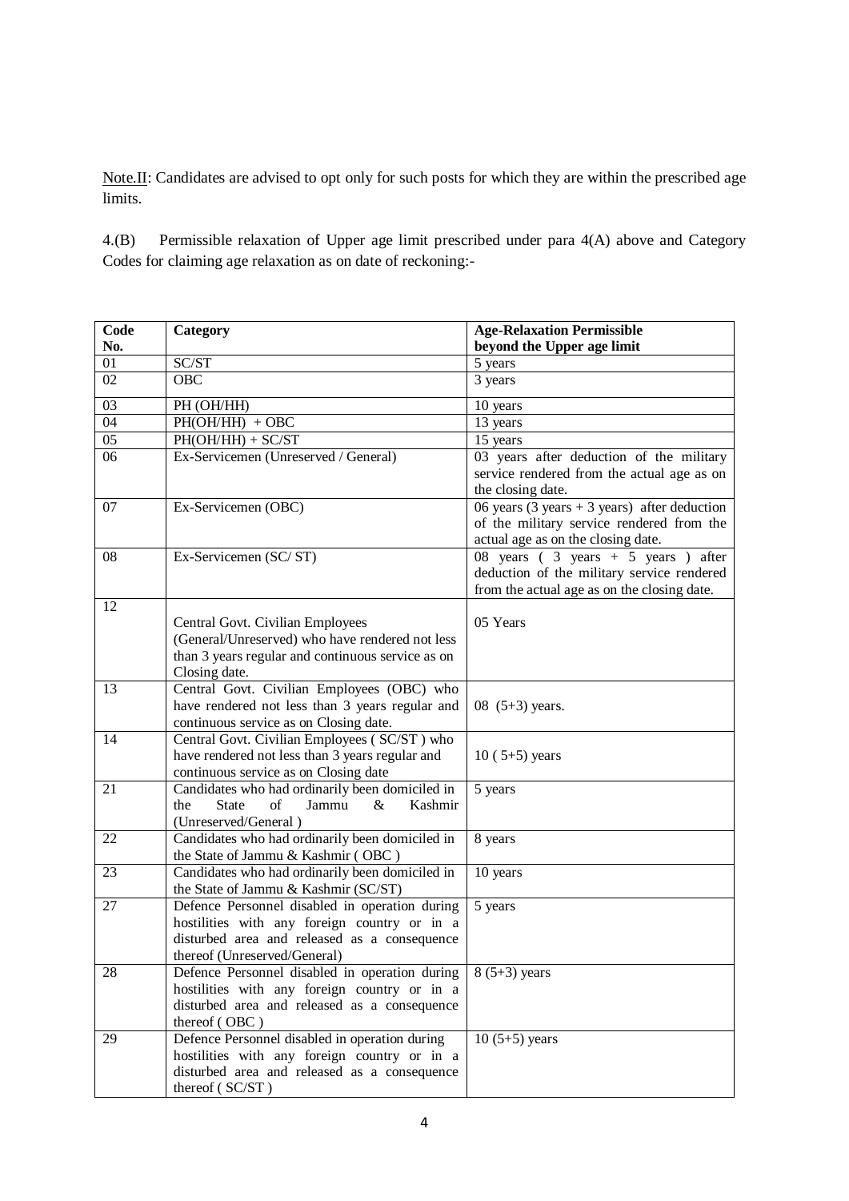<u>Note.II</u>: Candidates are advised to opt only for such posts for which they are within the prescribed age limits.

4.(B) Permissible relaxation of Upper age limit prescribed under para 4(A) above and Category Codes for claiming age relaxation as on date of reckoning:-

| Code No. | Category | Age-Relaxation Permissible beyond the Upper age limit |
|---|---|---|
| 01 | SC/ST | 5 years |
| 02 | OBC | 3 years |
| 03 | PH (OH/HH) | 10 years |
| 04 | PH(OH/HH) + OBC | 13 years |
| 05 | PH(OH/HH) + SC/ST | 15 years |
| 06 | Ex-Servicemen (Unreserved / General) | 03 years after deduction of the military service rendered from the actual age as on the closing date. |
| 07 | Ex-Servicemen (OBC) | 06 years (3 years + 3 years) after deduction of the military service rendered from the actual age as on the closing date. |
| 08 | Ex-Servicemen (SC/ ST) | 08 years ( 3 years + 5 years ) after deduction of the military service rendered from the actual age as on the closing date. |
| 12 | Central Govt. Civilian Employees (General/Unreserved) who have rendered not less than 3 years regular and continuous service as on Closing date. | 05 Years |
| 13 | Central Govt. Civilian Employees (OBC) who have rendered not less than 3 years regular and continuous service as on Closing date. | 08 (5+3) years. |
| 14 | Central Govt. Civilian Employees ( SC/ST ) who have rendered not less than 3 years regular and continuous service as on Closing date | 10 ( 5+5) years |
| 21 | Candidates who had ordinarily been domiciled in the State of Jammu & Kashmir (Unreserved/General ) | 5 years |
| 22 | Candidates who had ordinarily been domiciled in the State of Jammu & Kashmir ( OBC ) | 8 years |
| 23 | Candidates who had ordinarily been domiciled in the State of Jammu & Kashmir (SC/ST) | 10 years |
| 27 | Defence Personnel disabled in operation during hostilities with any foreign country or in a disturbed area and released as a consequence thereof (Unreserved/General) | 5 years |
| 28 | Defence Personnel disabled in operation during hostilities with any foreign country or in a disturbed area and released as a consequence thereof ( OBC ) | 8 (5+3) years |
| 29 | Defence Personnel disabled in operation during hostilities with any foreign country or in a disturbed area and released as a consequence thereof ( SC/ST ) | 10 (5+5) years |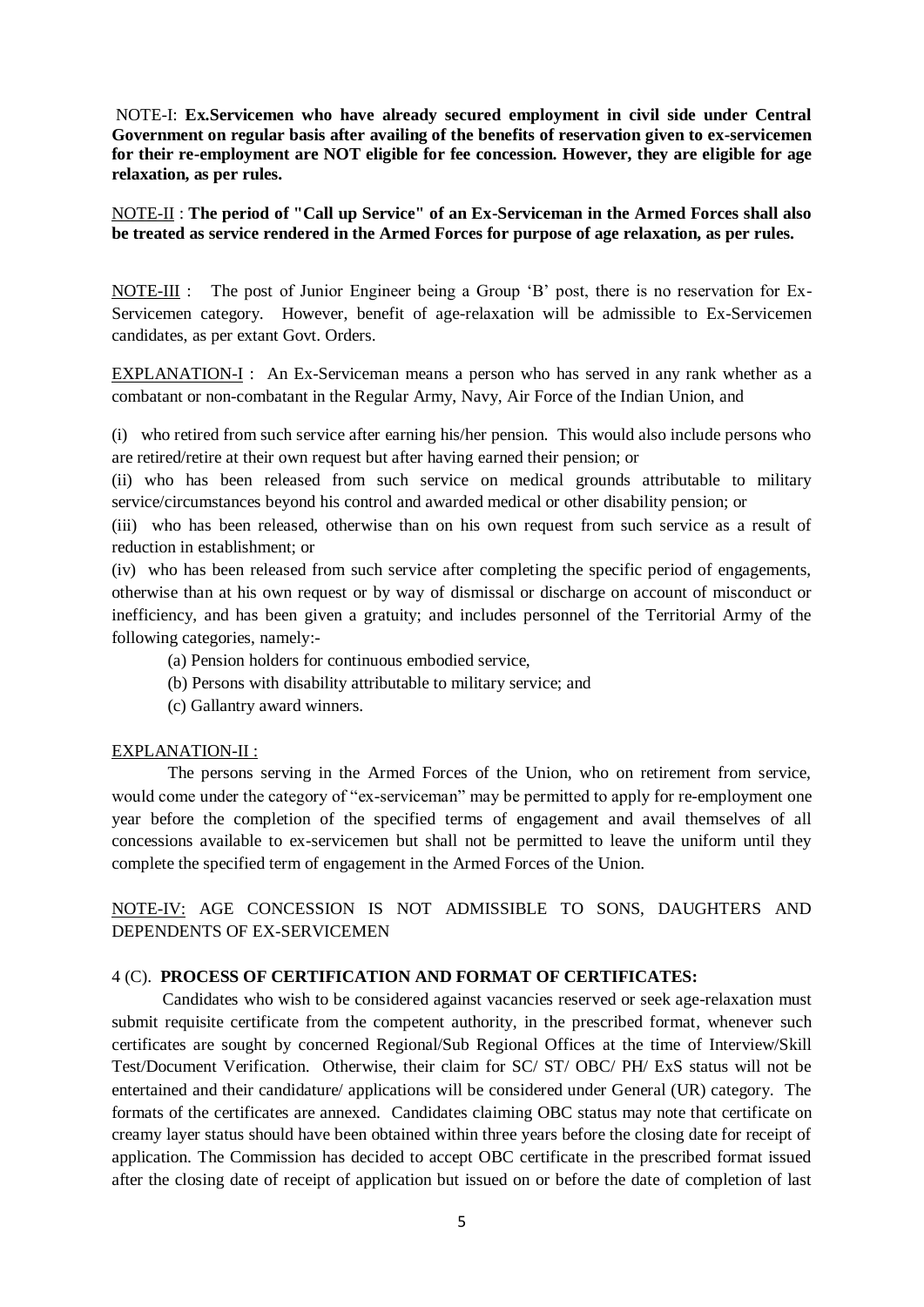NOTE-I: **Ex.Servicemen who have already secured employment in civil side under Central Government on regular basis after availing of the benefits of reservation given to ex-servicemen for their re-employment are NOT eligible for fee concession. However, they are eligible for age relaxation, as per rules.**

NOTE-II : **The period of "Call up Service" of an Ex-Serviceman in the Armed Forces shall also be treated as service rendered in the Armed Forces for purpose of age relaxation, as per rules.**

NOTE-III : The post of Junior Engineer being a Group 'B' post, there is no reservation for Ex-Servicemen category. However, benefit of age-relaxation will be admissible to Ex-Servicemen candidates, as per extant Govt. Orders.

EXPLANATION-I : An Ex-Serviceman means a person who has served in any rank whether as a combatant or non-combatant in the Regular Army, Navy, Air Force of the Indian Union, and

(i) who retired from such service after earning his/her pension. This would also include persons who are retired/retire at their own request but after having earned their pension; or

(ii) who has been released from such service on medical grounds attributable to military service/circumstances beyond his control and awarded medical or other disability pension; or

(iii) who has been released, otherwise than on his own request from such service as a result of reduction in establishment; or

(iv) who has been released from such service after completing the specific period of engagements, otherwise than at his own request or by way of dismissal or discharge on account of misconduct or inefficiency, and has been given a gratuity; and includes personnel of the Territorial Army of the following categories, namely:-

(a) Pension holders for continuous embodied service,

(b) Persons with disability attributable to military service; and

(c) Gallantry award winners.

EXPLANATION-II :

The persons serving in the Armed Forces of the Union, who on retirement from service, would come under the category of "ex-serviceman" may be permitted to apply for re-employment one year before the completion of the specified terms of engagement and avail themselves of all concessions available to ex-servicemen but shall not be permitted to leave the uniform until they complete the specified term of engagement in the Armed Forces of the Union.

NOTE-IV: AGE CONCESSION IS NOT ADMISSIBLE TO SONS, DAUGHTERS AND DEPENDENTS OF EX-SERVICEMEN

4 (C). **PROCESS OF CERTIFICATION AND FORMAT OF CERTIFICATES:**

Candidates who wish to be considered against vacancies reserved or seek age-relaxation must submit requisite certificate from the competent authority, in the prescribed format, whenever such certificates are sought by concerned Regional/Sub Regional Offices at the time of Interview/Skill Test/Document Verification. Otherwise, their claim for SC/ ST/ OBC/ PH/ ExS status will not be entertained and their candidature/ applications will be considered under General (UR) category. The formats of the certificates are annexed. Candidates claiming OBC status may note that certificate on creamy layer status should have been obtained within three years before the closing date for receipt of application. The Commission has decided to accept OBC certificate in the prescribed format issued after the closing date of receipt of application but issued on or before the date of completion of last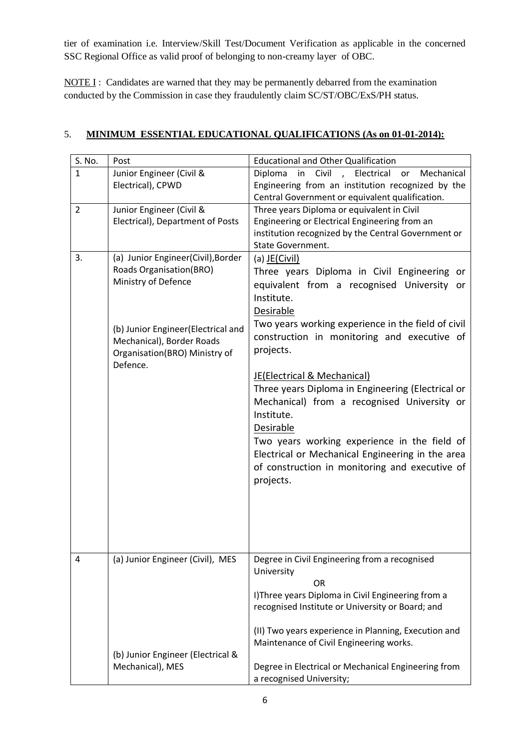tier of examination i.e. Interview/Skill Test/Document Verification as applicable in the concerned SSC Regional Office as valid proof of belonging to non-creamy layer of OBC.

NOTE I : Candidates are warned that they may be permanently debarred from the examination conducted by the Commission in case they fraudulently claim SC/ST/OBC/ExS/PH status.

5. **MINIMUM ESSENTIAL EDUCATIONAL QUALIFICATIONS (As on 01-01-2014):**

| S. No. | Post | Educational and Other Qualification |
|---|---|---|
| 1 | Junior Engineer (Civil & Electrical), CPWD | Diploma in Civil , Electrical or Mechanical Engineering from an institution recognized by the Central Government or equivalent qualification. |
| 2 | Junior Engineer (Civil & Electrical), Department of Posts | Three years Diploma or equivalent in Civil Engineering or Electrical Engineering from an institution recognized by the Central Government or State Government. |
| 3. | (a) Junior Engineer(Civil),Border Roads Organisation(BRO) Ministry of Defence<br><br>(b) Junior Engineer(Electrical and Mechanical), Border Roads Organisation(BRO) Ministry of Defence. | (a) JE(Civil)<br>Three years Diploma in Civil Engineering or equivalent from a recognised University or Institute.<br>Desirable<br>Two years working experience in the field of civil construction in monitoring and executive of projects.<br><br>JE(Electrical & Mechanical)<br>Three years Diploma in Engineering (Electrical or Mechanical) from a recognised University or Institute.<br>Desirable<br>Two years working experience in the field of Electrical or Mechanical Engineering in the area of construction in monitoring and executive of projects. |
| 4 | (a) Junior Engineer (Civil), MES<br><br>(b) Junior Engineer (Electrical & Mechanical), MES | Degree in Civil Engineering from a recognised University<br>OR<br>I)Three years Diploma in Civil Engineering from a recognised Institute or University or Board; and<br><br>(II) Two years experience in Planning, Execution and Maintenance of Civil Engineering works.<br><br>Degree in Electrical or Mechanical Engineering from a recognised University; |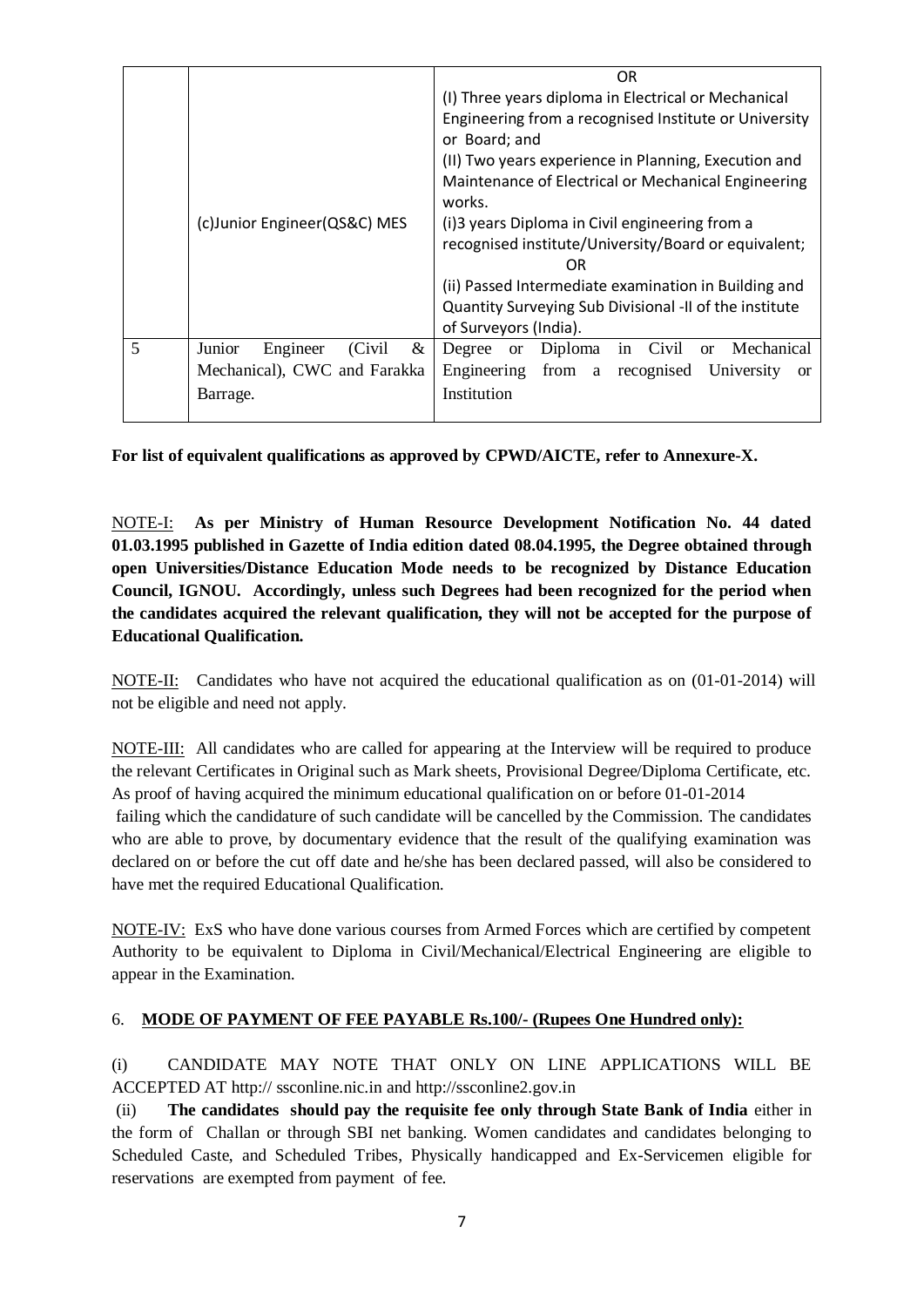| | | |
|---|---|---|
| | (c)Junior Engineer(QS&C) MES | OR<br>(I) Three years diploma in Electrical or Mechanical Engineering from a recognised Institute or University or Board; and<br>(II) Two years experience in Planning, Execution and Maintenance of Electrical or Mechanical Engineering works.<br>(i)3 years Diploma in Civil engineering from a recognised institute/University/Board or equivalent;<br>OR<br>(ii) Passed Intermediate examination in Building and Quantity Surveying Sub Divisional -II of the institute of Surveyors (India). |
| 5 | Junior Engineer (Civil & Mechanical), CWC and Farakka Barrage. | Degree or Diploma in Civil or Mechanical Engineering from a recognised University or Institution |

**For list of equivalent qualifications as approved by CPWD/AICTE, refer to Annexure-X.**

NOTE-I: **As per Ministry of Human Resource Development Notification No. 44 dated 01.03.1995 published in Gazette of India edition dated 08.04.1995, the Degree obtained through open Universities/Distance Education Mode needs to be recognized by Distance Education Council, IGNOU. Accordingly, unless such Degrees had been recognized for the period when the candidates acquired the relevant qualification, they will not be accepted for the purpose of Educational Qualification.**

NOTE-II: Candidates who have not acquired the educational qualification as on (01-01-2014) will not be eligible and need not apply.

NOTE-III: All candidates who are called for appearing at the Interview will be required to produce the relevant Certificates in Original such as Mark sheets, Provisional Degree/Diploma Certificate, etc. As proof of having acquired the minimum educational qualification on or before 01-01-2014 failing which the candidature of such candidate will be cancelled by the Commission. The candidates who are able to prove, by documentary evidence that the result of the qualifying examination was declared on or before the cut off date and he/she has been declared passed, will also be considered to have met the required Educational Qualification.

NOTE-IV: ExS who have done various courses from Armed Forces which are certified by competent Authority to be equivalent to Diploma in Civil/Mechanical/Electrical Engineering are eligible to appear in the Examination.

## 6. MODE OF PAYMENT OF FEE PAYABLE Rs.100/- (Rupees One Hundred only):

(i) CANDIDATE MAY NOTE THAT ONLY ON LINE APPLICATIONS WILL BE ACCEPTED AT http:// ssconline.nic.in and http://ssconline2.gov.in

(ii) **The candidates should pay the requisite fee only through State Bank of India** either in the form of Challan or through SBI net banking. Women candidates and candidates belonging to Scheduled Caste, and Scheduled Tribes, Physically handicapped and Ex-Servicemen eligible for reservations are exempted from payment of fee.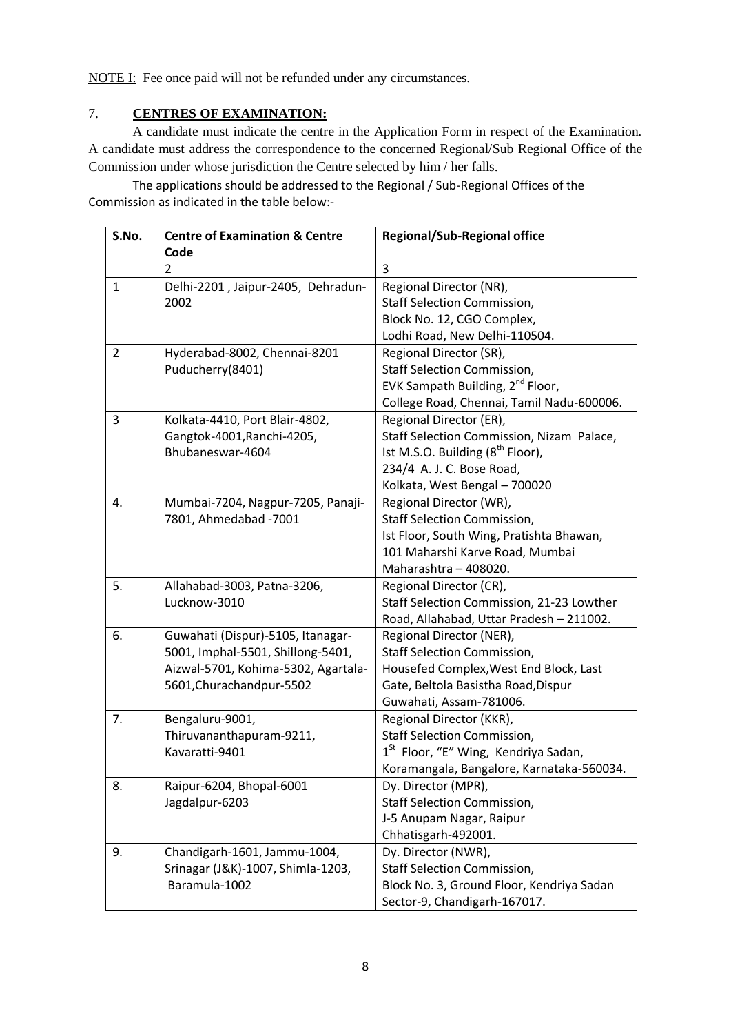<u>NOTE I:</u> Fee once paid will not be refunded under any circumstances.

## 7. **CENTRES OF EXAMINATION:**

A candidate must indicate the centre in the Application Form in respect of the Examination. A candidate must address the correspondence to the concerned Regional/Sub Regional Office of the Commission under whose jurisdiction the Centre selected by him / her falls.

The applications should be addressed to the Regional / Sub-Regional Offices of the Commission as indicated in the table below:-

| S.No. | Centre of Examination & Centre Code | Regional/Sub-Regional office |
|---|---|---|
| | 2 | 3 |
| 1 | Delhi-2201 , Jaipur-2405, Dehradun-2002 | Regional Director (NR),<br>Staff Selection Commission,<br>Block No. 12, CGO Complex,<br>Lodhi Road, New Delhi-110504. |
| 2 | Hyderabad-8002, Chennai-8201<br>Puducherry(8401) | Regional Director (SR),<br>Staff Selection Commission,<br>EVK Sampath Building, 2nd Floor,<br>College Road, Chennai, Tamil Nadu-600006. |
| 3 | Kolkata-4410, Port Blair-4802,<br>Gangtok-4001,Ranchi-4205,<br>Bhubaneswar-4604 | Regional Director (ER),<br>Staff Selection Commission, Nizam Palace,<br>Ist M.S.O. Building (8th Floor),<br>234/4 A. J. C. Bose Road,<br>Kolkata, West Bengal – 700020 |
| 4. | Mumbai-7204, Nagpur-7205, Panaji-7801, Ahmedabad -7001 | Regional Director (WR),<br>Staff Selection Commission,<br>Ist Floor, South Wing, Pratishta Bhawan,<br>101 Maharshi Karve Road, Mumbai<br>Maharashtra – 408020. |
| 5. | Allahabad-3003, Patna-3206,<br>Lucknow-3010 | Regional Director (CR),<br>Staff Selection Commission, 21-23 Lowther Road, Allahabad, Uttar Pradesh – 211002. |
| 6. | Guwahati (Dispur)-5105, Itanagar-5001, Imphal-5501, Shillong-5401,<br>Aizwal-5701, Kohima-5302, Agartala-5601,Churachandpur-5502 | Regional Director (NER),<br>Staff Selection Commission,<br>Housefed Complex,West End Block, Last Gate, Beltola Basistha Road,Dispur<br>Guwahati, Assam-781006. |
| 7. | Bengaluru-9001,<br>Thiruvananthapuram-9211,<br>Kavaratti-9401 | Regional Director (KKR),<br>Staff Selection Commission,<br>1St Floor, "E" Wing, Kendriya Sadan,<br>Koramangala, Bangalore, Karnataka-560034. |
| 8. | Raipur-6204, Bhopal-6001<br>Jagdalpur-6203 | Dy. Director (MPR),<br>Staff Selection Commission,<br>J-5 Anupam Nagar, Raipur<br>Chhatisgarh-492001. |
| 9. | Chandigarh-1601, Jammu-1004,<br>Srinagar (J&K)-1007, Shimla-1203,<br>Baramula-1002 | Dy. Director (NWR),<br>Staff Selection Commission,<br>Block No. 3, Ground Floor, Kendriya Sadan<br>Sector-9, Chandigarh-167017. |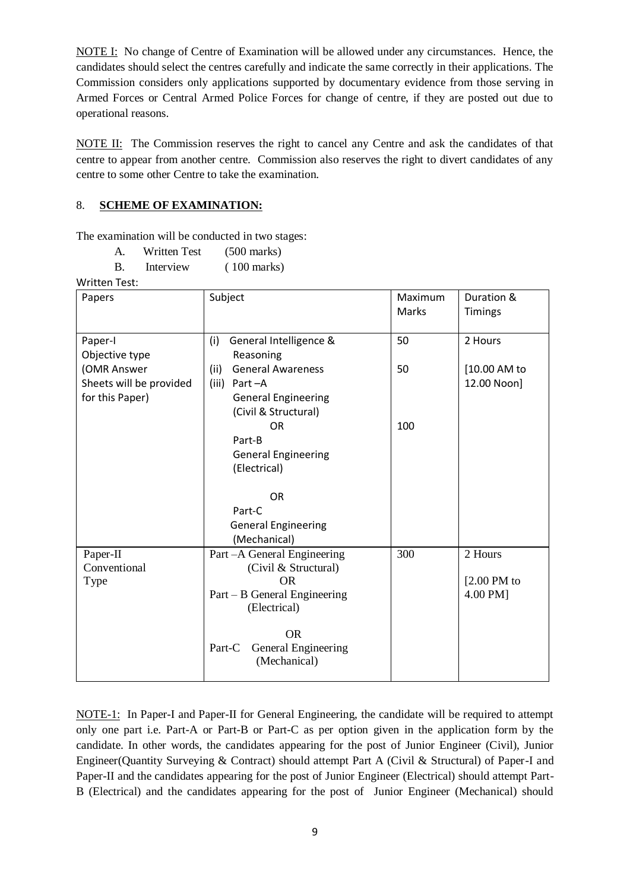NOTE I: No change of Centre of Examination will be allowed under any circumstances. Hence, the candidates should select the centres carefully and indicate the same correctly in their applications. The Commission considers only applications supported by documentary evidence from those serving in Armed Forces or Central Armed Police Forces for change of centre, if they are posted out due to operational reasons.

NOTE II: The Commission reserves the right to cancel any Centre and ask the candidates of that centre to appear from another centre. Commission also reserves the right to divert candidates of any centre to some other Centre to take the examination.

## 8. SCHEME OF EXAMINATION:

The examination will be conducted in two stages:

A. Written Test (500 marks)

B. Interview (100 marks)

Written Test:

| Papers | Subject | Maximum Marks | Duration & Timings |
|---|---|---|---|
| Paper-I Objective type (OMR Answer Sheets will be provided for this Paper) | (i) General Intelligence & Reasoning<br>(ii) General Awareness<br>(iii) Part –A General Engineering (Civil & Structural) OR Part-B General Engineering (Electrical) OR Part-C General Engineering (Mechanical) | 50<br>50<br>100 | 2 Hours [10.00 AM to 12.00 Noon] |
| Paper-II Conventional Type | Part –A General Engineering (Civil & Structural) OR Part – B General Engineering (Electrical) OR Part-C General Engineering (Mechanical) | 300 | 2 Hours [2.00 PM to 4.00 PM] |

NOTE-1: In Paper-I and Paper-II for General Engineering, the candidate will be required to attempt only one part i.e. Part-A or Part-B or Part-C as per option given in the application form by the candidate. In other words, the candidates appearing for the post of Junior Engineer (Civil), Junior Engineer(Quantity Surveying & Contract) should attempt Part A (Civil & Structural) of Paper-I and Paper-II and the candidates appearing for the post of Junior Engineer (Electrical) should attempt Part-B (Electrical) and the candidates appearing for the post of Junior Engineer (Mechanical) should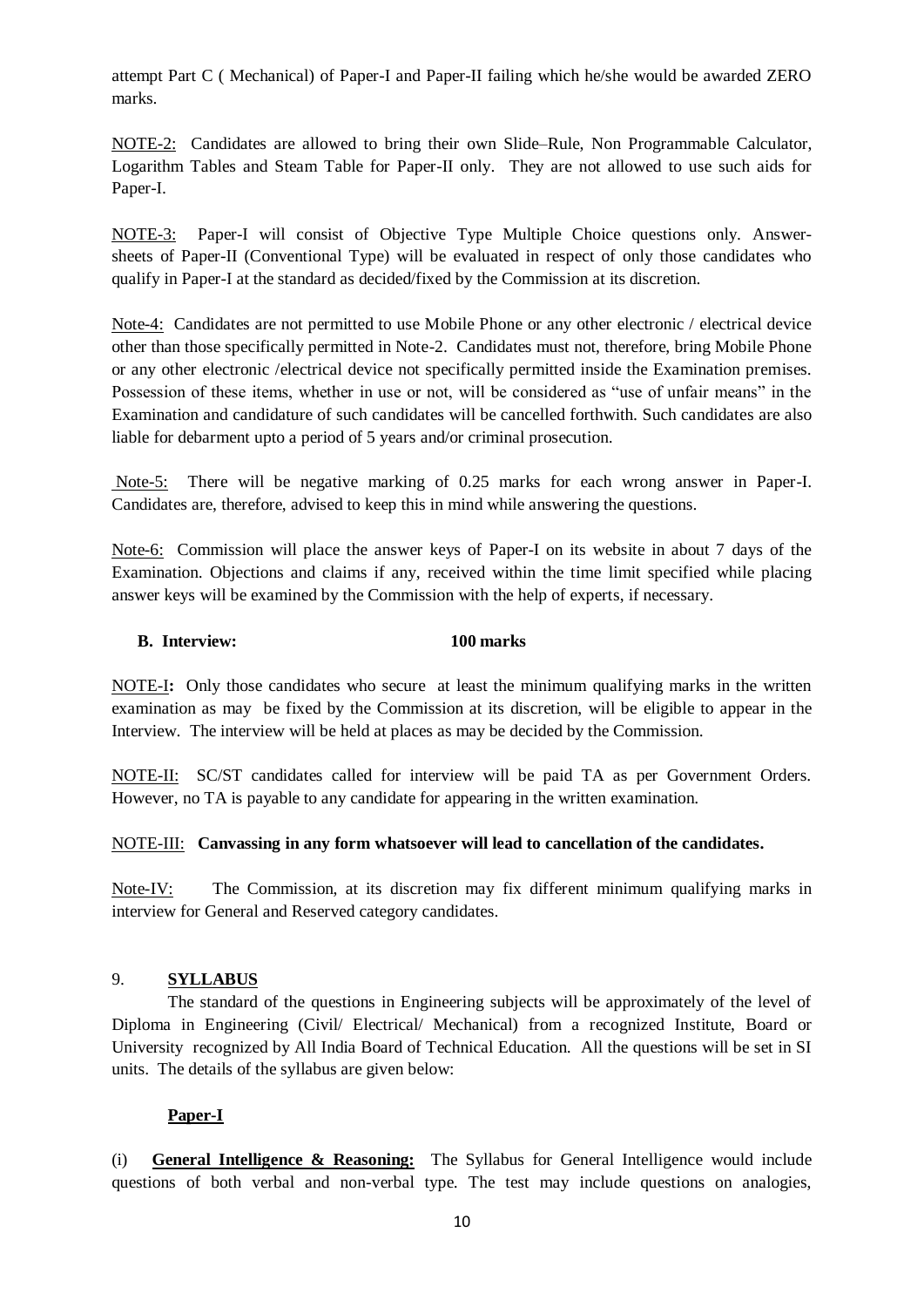attempt Part C ( Mechanical) of Paper-I and Paper-II failing which he/she would be awarded ZERO marks.

NOTE-2: Candidates are allowed to bring their own Slide–Rule, Non Programmable Calculator, Logarithm Tables and Steam Table for Paper-II only. They are not allowed to use such aids for Paper-I.

NOTE-3: Paper-I will consist of Objective Type Multiple Choice questions only. Answer-sheets of Paper-II (Conventional Type) will be evaluated in respect of only those candidates who qualify in Paper-I at the standard as decided/fixed by the Commission at its discretion.

Note-4: Candidates are not permitted to use Mobile Phone or any other electronic / electrical device other than those specifically permitted in Note-2. Candidates must not, therefore, bring Mobile Phone or any other electronic /electrical device not specifically permitted inside the Examination premises. Possession of these items, whether in use or not, will be considered as "use of unfair means" in the Examination and candidature of such candidates will be cancelled forthwith. Such candidates are also liable for debarment upto a period of 5 years and/or criminal prosecution.

Note-5: There will be negative marking of 0.25 marks for each wrong answer in Paper-I. Candidates are, therefore, advised to keep this in mind while answering the questions.

Note-6: Commission will place the answer keys of Paper-I on its website in about 7 days of the Examination. Objections and claims if any, received within the time limit specified while placing answer keys will be examined by the Commission with the help of experts, if necessary.

**B. Interview: 100 marks**

NOTE-I**:** Only those candidates who secure at least the minimum qualifying marks in the written examination as may be fixed by the Commission at its discretion, will be eligible to appear in the Interview. The interview will be held at places as may be decided by the Commission.

NOTE-II: SC/ST candidates called for interview will be paid TA as per Government Orders. However, no TA is payable to any candidate for appearing in the written examination.

NOTE-III: **Canvassing in any form whatsoever will lead to cancellation of the candidates.**

Note-IV: The Commission, at its discretion may fix different minimum qualifying marks in interview for General and Reserved category candidates.

## 9. SYLLABUS

The standard of the questions in Engineering subjects will be approximately of the level of Diploma in Engineering (Civil/ Electrical/ Mechanical) from a recognized Institute, Board or University recognized by All India Board of Technical Education. All the questions will be set in SI units. The details of the syllabus are given below:

### Paper-I

(i) **General Intelligence & Reasoning:** The Syllabus for General Intelligence would include questions of both verbal and non-verbal type. The test may include questions on analogies,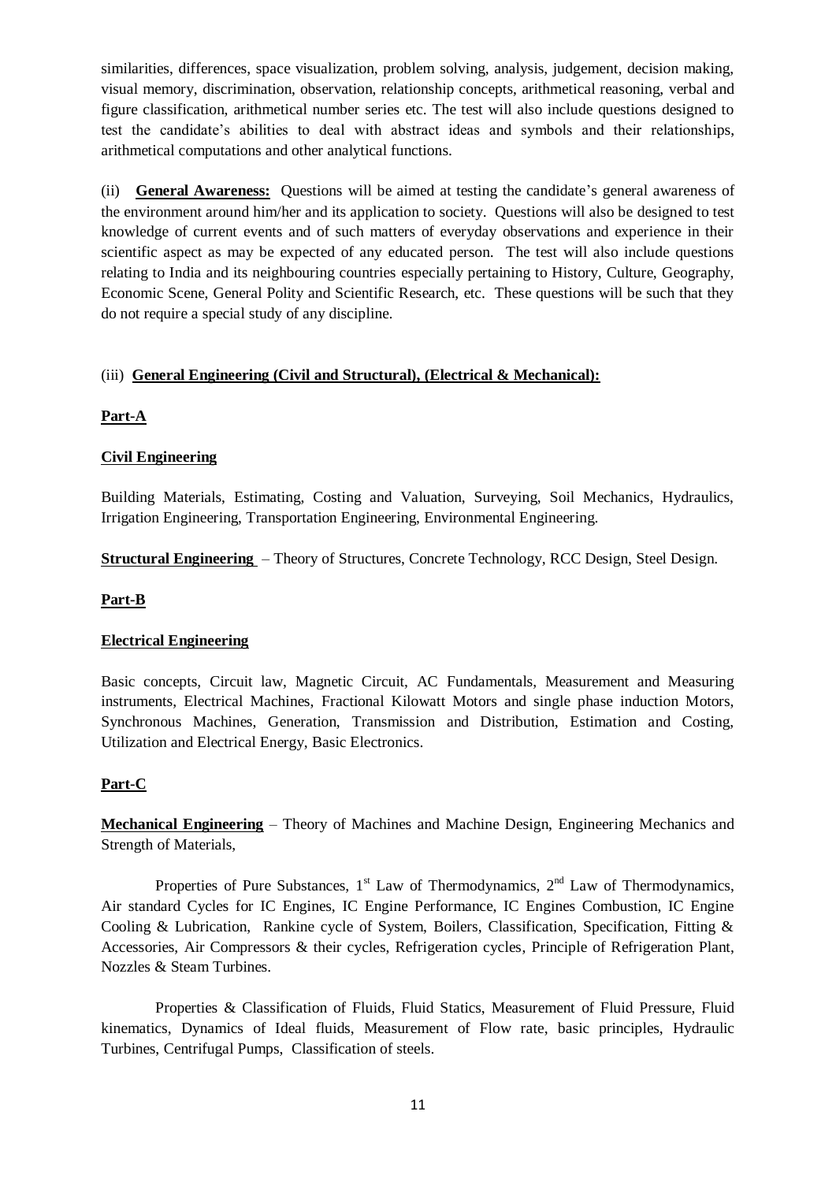similarities, differences, space visualization, problem solving, analysis, judgement, decision making, visual memory, discrimination, observation, relationship concepts, arithmetical reasoning, verbal and figure classification, arithmetical number series etc. The test will also include questions designed to test the candidate's abilities to deal with abstract ideas and symbols and their relationships, arithmetical computations and other analytical functions.

(ii) **General Awareness:** Questions will be aimed at testing the candidate's general awareness of the environment around him/her and its application to society. Questions will also be designed to test knowledge of current events and of such matters of everyday observations and experience in their scientific aspect as may be expected of any educated person. The test will also include questions relating to India and its neighbouring countries especially pertaining to History, Culture, Geography, Economic Scene, General Polity and Scientific Research, etc. These questions will be such that they do not require a special study of any discipline.

(iii) **General Engineering (Civil and Structural), (Electrical & Mechanical):**

**Part-A**

**Civil Engineering**

Building Materials, Estimating, Costing and Valuation, Surveying, Soil Mechanics, Hydraulics, Irrigation Engineering, Transportation Engineering, Environmental Engineering.

**Structural Engineering** – Theory of Structures, Concrete Technology, RCC Design, Steel Design.

**Part-B**

**Electrical Engineering**

Basic concepts, Circuit law, Magnetic Circuit, AC Fundamentals, Measurement and Measuring instruments, Electrical Machines, Fractional Kilowatt Motors and single phase induction Motors, Synchronous Machines, Generation, Transmission and Distribution, Estimation and Costing, Utilization and Electrical Energy, Basic Electronics.

**Part-C**

**Mechanical Engineering** – Theory of Machines and Machine Design, Engineering Mechanics and Strength of Materials,

Properties of Pure Substances, 1st Law of Thermodynamics, 2nd Law of Thermodynamics, Air standard Cycles for IC Engines, IC Engine Performance, IC Engines Combustion, IC Engine Cooling & Lubrication, Rankine cycle of System, Boilers, Classification, Specification, Fitting & Accessories, Air Compressors & their cycles, Refrigeration cycles, Principle of Refrigeration Plant, Nozzles & Steam Turbines.

Properties & Classification of Fluids, Fluid Statics, Measurement of Fluid Pressure, Fluid kinematics, Dynamics of Ideal fluids, Measurement of Flow rate, basic principles, Hydraulic Turbines, Centrifugal Pumps, Classification of steels.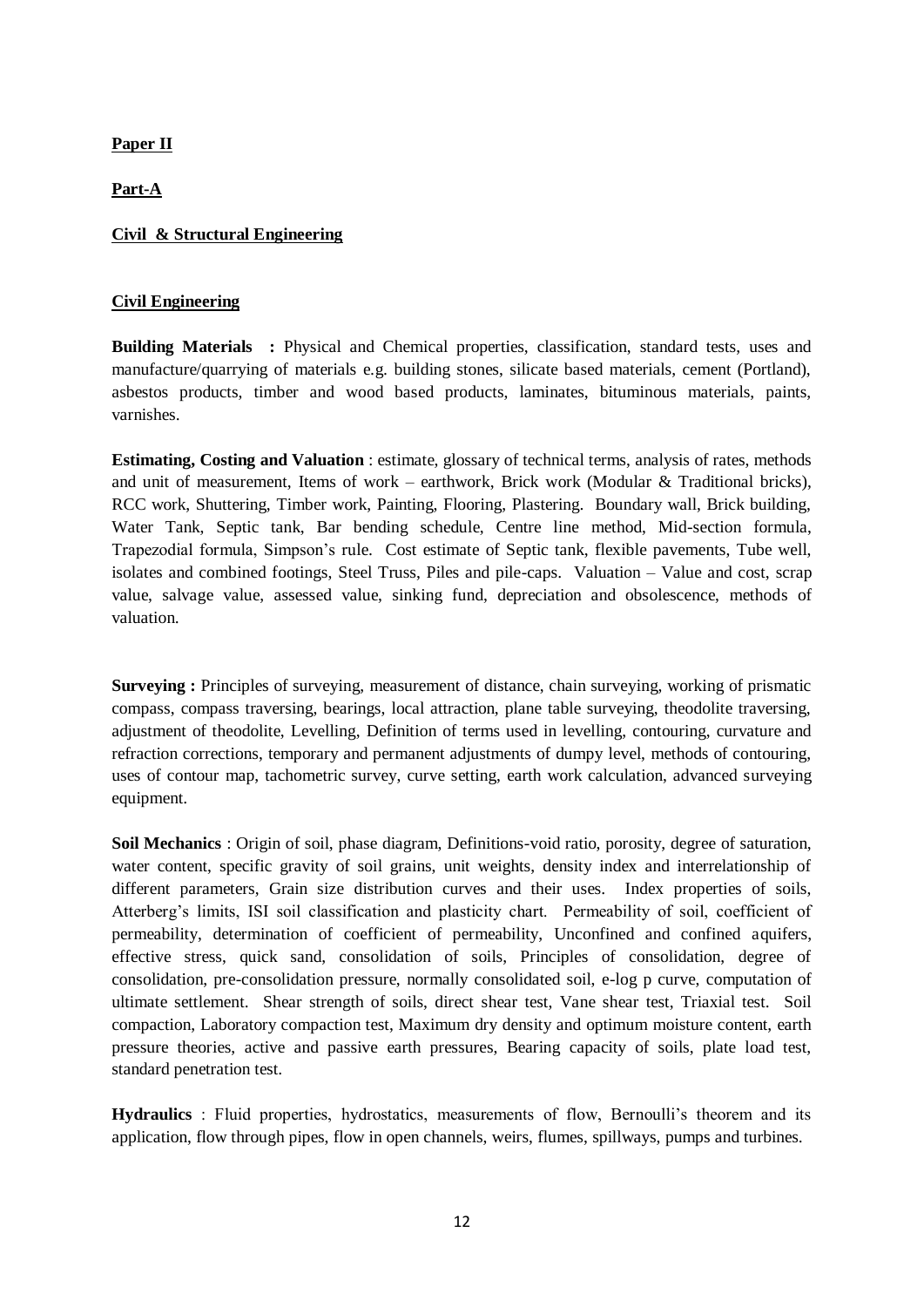**Paper II**

**Part-A**

**Civil & Structural Engineering**

**Civil Engineering**

**Building Materials :** Physical and Chemical properties, classification, standard tests, uses and manufacture/quarrying of materials e.g. building stones, silicate based materials, cement (Portland), asbestos products, timber and wood based products, laminates, bituminous materials, paints, varnishes.

**Estimating, Costing and Valuation** : estimate, glossary of technical terms, analysis of rates, methods and unit of measurement, Items of work – earthwork, Brick work (Modular & Traditional bricks), RCC work, Shuttering, Timber work, Painting, Flooring, Plastering. Boundary wall, Brick building, Water Tank, Septic tank, Bar bending schedule, Centre line method, Mid-section formula, Trapezodial formula, Simpson's rule. Cost estimate of Septic tank, flexible pavements, Tube well, isolates and combined footings, Steel Truss, Piles and pile-caps. Valuation – Value and cost, scrap value, salvage value, assessed value, sinking fund, depreciation and obsolescence, methods of valuation.

**Surveying :** Principles of surveying, measurement of distance, chain surveying, working of prismatic compass, compass traversing, bearings, local attraction, plane table surveying, theodolite traversing, adjustment of theodolite, Levelling, Definition of terms used in levelling, contouring, curvature and refraction corrections, temporary and permanent adjustments of dumpy level, methods of contouring, uses of contour map, tachometric survey, curve setting, earth work calculation, advanced surveying equipment.

**Soil Mechanics** : Origin of soil, phase diagram, Definitions-void ratio, porosity, degree of saturation, water content, specific gravity of soil grains, unit weights, density index and interrelationship of different parameters, Grain size distribution curves and their uses. Index properties of soils, Atterberg's limits, ISI soil classification and plasticity chart. Permeability of soil, coefficient of permeability, determination of coefficient of permeability, Unconfined and confined aquifers, effective stress, quick sand, consolidation of soils, Principles of consolidation, degree of consolidation, pre-consolidation pressure, normally consolidated soil, e-log p curve, computation of ultimate settlement. Shear strength of soils, direct shear test, Vane shear test, Triaxial test. Soil compaction, Laboratory compaction test, Maximum dry density and optimum moisture content, earth pressure theories, active and passive earth pressures, Bearing capacity of soils, plate load test, standard penetration test.

**Hydraulics** : Fluid properties, hydrostatics, measurements of flow, Bernoulli's theorem and its application, flow through pipes, flow in open channels, weirs, flumes, spillways, pumps and turbines.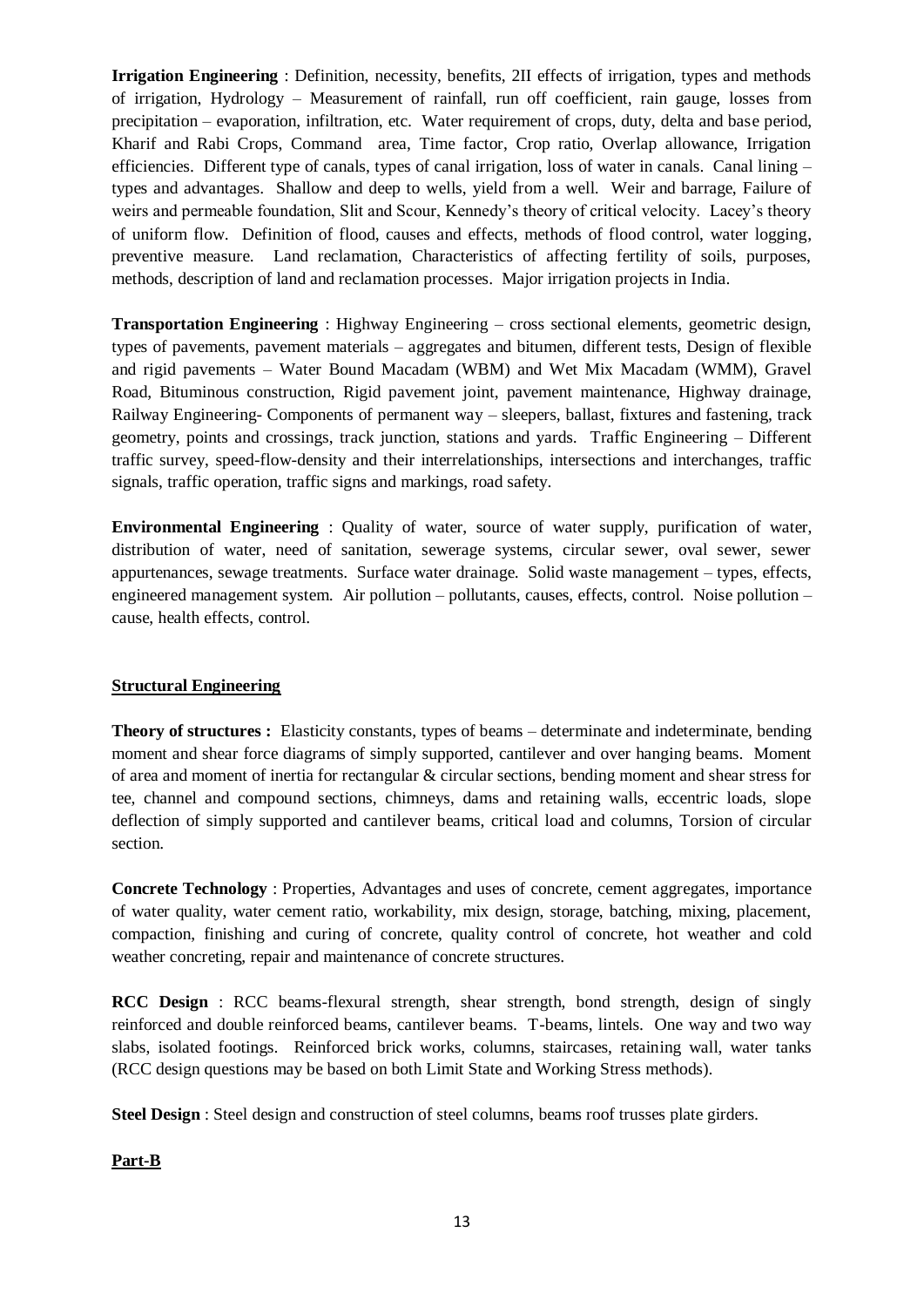**Irrigation Engineering** : Definition, necessity, benefits, 2II effects of irrigation, types and methods of irrigation, Hydrology – Measurement of rainfall, run off coefficient, rain gauge, losses from precipitation – evaporation, infiltration, etc. Water requirement of crops, duty, delta and base period, Kharif and Rabi Crops, Command area, Time factor, Crop ratio, Overlap allowance, Irrigation efficiencies. Different type of canals, types of canal irrigation, loss of water in canals. Canal lining – types and advantages. Shallow and deep to wells, yield from a well. Weir and barrage, Failure of weirs and permeable foundation, Slit and Scour, Kennedy's theory of critical velocity. Lacey's theory of uniform flow. Definition of flood, causes and effects, methods of flood control, water logging, preventive measure. Land reclamation, Characteristics of affecting fertility of soils, purposes, methods, description of land and reclamation processes. Major irrigation projects in India.

**Transportation Engineering** : Highway Engineering – cross sectional elements, geometric design, types of pavements, pavement materials – aggregates and bitumen, different tests, Design of flexible and rigid pavements – Water Bound Macadam (WBM) and Wet Mix Macadam (WMM), Gravel Road, Bituminous construction, Rigid pavement joint, pavement maintenance, Highway drainage, Railway Engineering- Components of permanent way – sleepers, ballast, fixtures and fastening, track geometry, points and crossings, track junction, stations and yards. Traffic Engineering – Different traffic survey, speed-flow-density and their interrelationships, intersections and interchanges, traffic signals, traffic operation, traffic signs and markings, road safety.

**Environmental Engineering** : Quality of water, source of water supply, purification of water, distribution of water, need of sanitation, sewerage systems, circular sewer, oval sewer, sewer appurtenances, sewage treatments. Surface water drainage. Solid waste management – types, effects, engineered management system. Air pollution – pollutants, causes, effects, control. Noise pollution – cause, health effects, control.

## Structural Engineering

**Theory of structures :** Elasticity constants, types of beams – determinate and indeterminate, bending moment and shear force diagrams of simply supported, cantilever and over hanging beams. Moment of area and moment of inertia for rectangular & circular sections, bending moment and shear stress for tee, channel and compound sections, chimneys, dams and retaining walls, eccentric loads, slope deflection of simply supported and cantilever beams, critical load and columns, Torsion of circular section.

**Concrete Technology** : Properties, Advantages and uses of concrete, cement aggregates, importance of water quality, water cement ratio, workability, mix design, storage, batching, mixing, placement, compaction, finishing and curing of concrete, quality control of concrete, hot weather and cold weather concreting, repair and maintenance of concrete structures.

**RCC Design** : RCC beams-flexural strength, shear strength, bond strength, design of singly reinforced and double reinforced beams, cantilever beams. T-beams, lintels. One way and two way slabs, isolated footings. Reinforced brick works, columns, staircases, retaining wall, water tanks (RCC design questions may be based on both Limit State and Working Stress methods).

**Steel Design** : Steel design and construction of steel columns, beams roof trusses plate girders.

## Part-B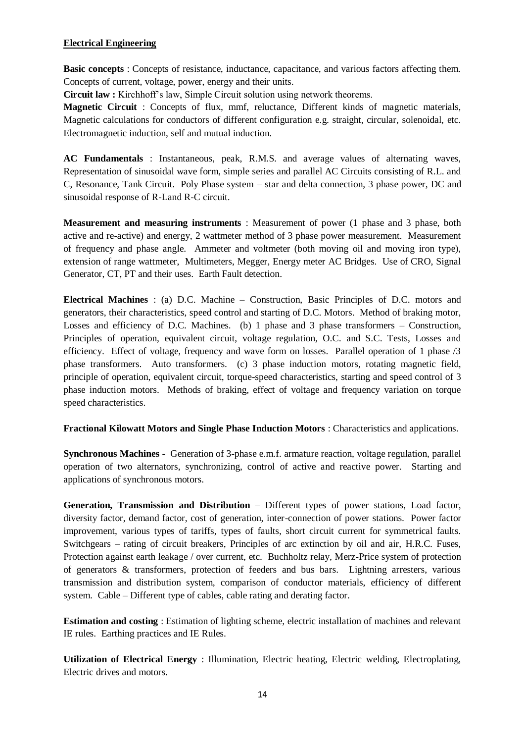## Electrical Engineering

**Basic concepts** : Concepts of resistance, inductance, capacitance, and various factors affecting them. Concepts of current, voltage, power, energy and their units.

**Circuit law :** Kirchhoff's law, Simple Circuit solution using network theorems.

**Magnetic Circuit** : Concepts of flux, mmf, reluctance, Different kinds of magnetic materials, Magnetic calculations for conductors of different configuration e.g. straight, circular, solenoidal, etc. Electromagnetic induction, self and mutual induction.

**AC Fundamentals** : Instantaneous, peak, R.M.S. and average values of alternating waves, Representation of sinusoidal wave form, simple series and parallel AC Circuits consisting of R.L. and C, Resonance, Tank Circuit. Poly Phase system – star and delta connection, 3 phase power, DC and sinusoidal response of R-Land R-C circuit.

**Measurement and measuring instruments** : Measurement of power (1 phase and 3 phase, both active and re-active) and energy, 2 wattmeter method of 3 phase power measurement. Measurement of frequency and phase angle. Ammeter and voltmeter (both moving oil and moving iron type), extension of range wattmeter, Multimeters, Megger, Energy meter AC Bridges. Use of CRO, Signal Generator, CT, PT and their uses. Earth Fault detection.

**Electrical Machines** : (a) D.C. Machine – Construction, Basic Principles of D.C. motors and generators, their characteristics, speed control and starting of D.C. Motors. Method of braking motor, Losses and efficiency of D.C. Machines. (b) 1 phase and 3 phase transformers – Construction, Principles of operation, equivalent circuit, voltage regulation, O.C. and S.C. Tests, Losses and efficiency. Effect of voltage, frequency and wave form on losses. Parallel operation of 1 phase /3 phase transformers. Auto transformers. (c) 3 phase induction motors, rotating magnetic field, principle of operation, equivalent circuit, torque-speed characteristics, starting and speed control of 3 phase induction motors. Methods of braking, effect of voltage and frequency variation on torque speed characteristics.

**Fractional Kilowatt Motors and Single Phase Induction Motors** : Characteristics and applications.

**Synchronous Machines** - Generation of 3-phase e.m.f. armature reaction, voltage regulation, parallel operation of two alternators, synchronizing, control of active and reactive power. Starting and applications of synchronous motors.

**Generation, Transmission and Distribution** – Different types of power stations, Load factor, diversity factor, demand factor, cost of generation, inter-connection of power stations. Power factor improvement, various types of tariffs, types of faults, short circuit current for symmetrical faults. Switchgears – rating of circuit breakers, Principles of arc extinction by oil and air, H.R.C. Fuses, Protection against earth leakage / over current, etc. Buchholtz relay, Merz-Price system of protection of generators & transformers, protection of feeders and bus bars. Lightning arresters, various transmission and distribution system, comparison of conductor materials, efficiency of different system. Cable – Different type of cables, cable rating and derating factor.

**Estimation and costing** : Estimation of lighting scheme, electric installation of machines and relevant IE rules. Earthing practices and IE Rules.

**Utilization of Electrical Energy** : Illumination, Electric heating, Electric welding, Electroplating, Electric drives and motors.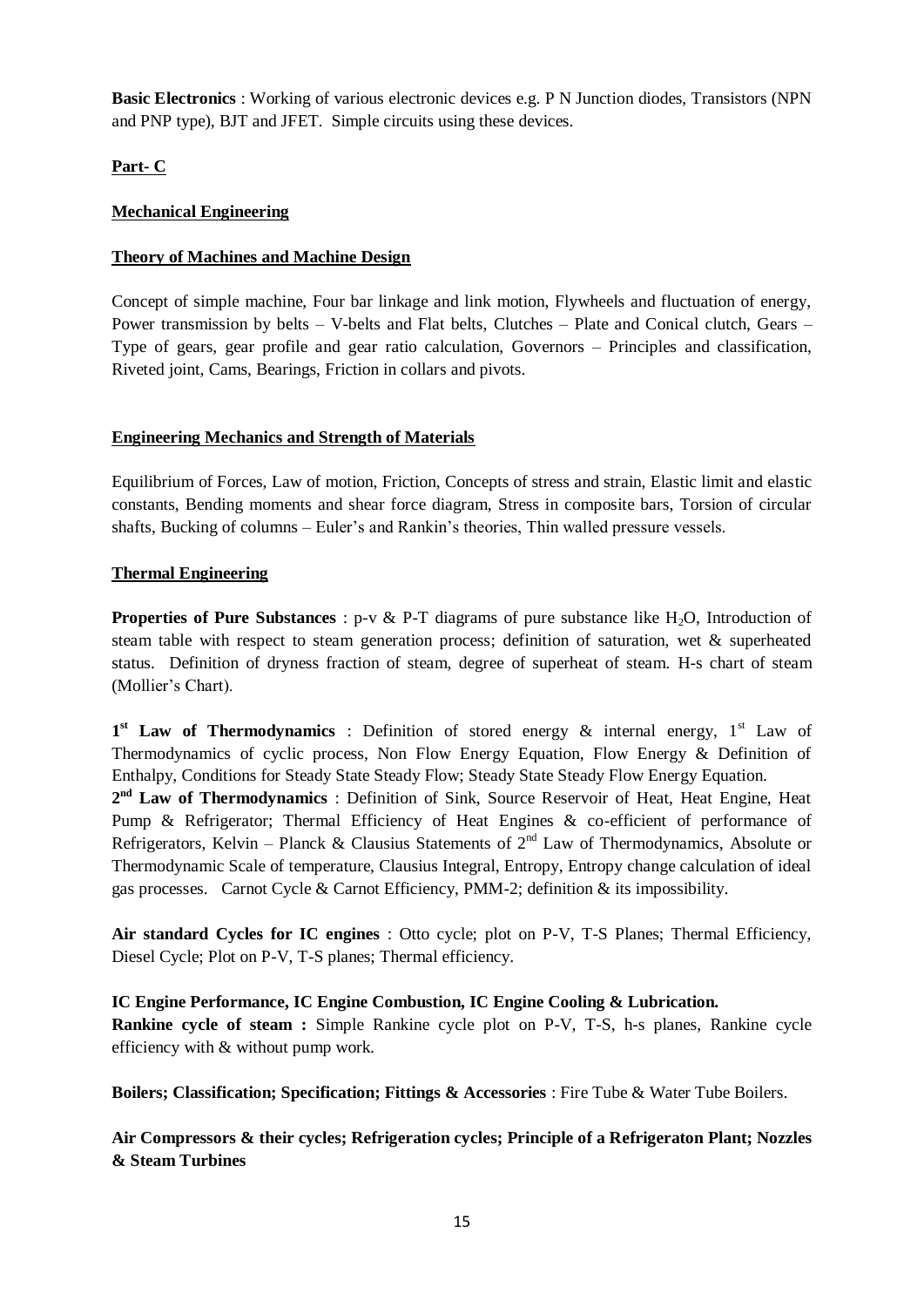**Basic Electronics** : Working of various electronic devices e.g. P N Junction diodes, Transistors (NPN and PNP type), BJT and JFET. Simple circuits using these devices.

## Part- C

### Mechanical Engineering

#### Theory of Machines and Machine Design

Concept of simple machine, Four bar linkage and link motion, Flywheels and fluctuation of energy, Power transmission by belts – V-belts and Flat belts, Clutches – Plate and Conical clutch, Gears – Type of gears, gear profile and gear ratio calculation, Governors – Principles and classification, Riveted joint, Cams, Bearings, Friction in collars and pivots.

#### Engineering Mechanics and Strength of Materials

Equilibrium of Forces, Law of motion, Friction, Concepts of stress and strain, Elastic limit and elastic constants, Bending moments and shear force diagram, Stress in composite bars, Torsion of circular shafts, Bucking of columns – Euler's and Rankin's theories, Thin walled pressure vessels.

#### Thermal Engineering

**Properties of Pure Substances** : p-v & P-T diagrams of pure substance like $H_2O$, Introduction of steam table with respect to steam generation process; definition of saturation, wet & superheated status. Definition of dryness fraction of steam, degree of superheat of steam. H-s chart of steam (Mollier's Chart).

**1st Law of Thermodynamics** : Definition of stored energy & internal energy, 1st Law of Thermodynamics of cyclic process, Non Flow Energy Equation, Flow Energy & Definition of Enthalpy, Conditions for Steady State Steady Flow; Steady State Steady Flow Energy Equation.

**2nd Law of Thermodynamics** : Definition of Sink, Source Reservoir of Heat, Heat Engine, Heat Pump & Refrigerator; Thermal Efficiency of Heat Engines & co-efficient of performance of Refrigerators, Kelvin – Planck & Clausius Statements of 2nd Law of Thermodynamics, Absolute or Thermodynamic Scale of temperature, Clausius Integral, Entropy, Entropy change calculation of ideal gas processes. Carnot Cycle & Carnot Efficiency, PMM-2; definition & its impossibility.

**Air standard Cycles for IC engines** : Otto cycle; plot on P-V, T-S Planes; Thermal Efficiency, Diesel Cycle; Plot on P-V, T-S planes; Thermal efficiency.

**IC Engine Performance, IC Engine Combustion, IC Engine Cooling & Lubrication.**

**Rankine cycle of steam :** Simple Rankine cycle plot on P-V, T-S, h-s planes, Rankine cycle efficiency with & without pump work.

**Boilers; Classification; Specification; Fittings & Accessories** : Fire Tube & Water Tube Boilers.

**Air Compressors & their cycles; Refrigeration cycles; Principle of a Refrigeraton Plant; Nozzles & Steam Turbines**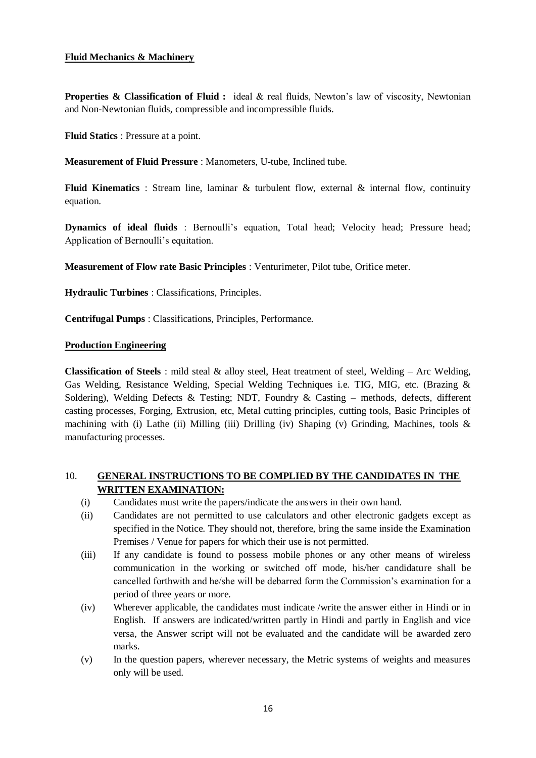**Fluid Mechanics & Machinery**

**Properties & Classification of Fluid :** ideal & real fluids, Newton's law of viscosity, Newtonian and Non-Newtonian fluids, compressible and incompressible fluids.

**Fluid Statics** : Pressure at a point.

**Measurement of Fluid Pressure** : Manometers, U-tube, Inclined tube.

**Fluid Kinematics** : Stream line, laminar & turbulent flow, external & internal flow, continuity equation.

**Dynamics of ideal fluids** : Bernoulli's equation, Total head; Velocity head; Pressure head; Application of Bernoulli's equitation.

**Measurement of Flow rate Basic Principles** : Venturimeter, Pilot tube, Orifice meter.

**Hydraulic Turbines** : Classifications, Principles.

**Centrifugal Pumps** : Classifications, Principles, Performance.

**Production Engineering**

**Classification of Steels** : mild steal & alloy steel, Heat treatment of steel, Welding – Arc Welding, Gas Welding, Resistance Welding, Special Welding Techniques i.e. TIG, MIG, etc. (Brazing & Soldering), Welding Defects & Testing; NDT, Foundry & Casting – methods, defects, different casting processes, Forging, Extrusion, etc, Metal cutting principles, cutting tools, Basic Principles of machining with (i) Lathe (ii) Milling (iii) Drilling (iv) Shaping (v) Grinding, Machines, tools & manufacturing processes.

## 10. GENERAL INSTRUCTIONS TO BE COMPLIED BY THE CANDIDATES IN THE WRITTEN EXAMINATION:

(i) Candidates must write the papers/indicate the answers in their own hand.

(ii) Candidates are not permitted to use calculators and other electronic gadgets except as specified in the Notice. They should not, therefore, bring the same inside the Examination Premises / Venue for papers for which their use is not permitted.

(iii) If any candidate is found to possess mobile phones or any other means of wireless communication in the working or switched off mode, his/her candidature shall be cancelled forthwith and he/she will be debarred form the Commission's examination for a period of three years or more.

(iv) Wherever applicable, the candidates must indicate /write the answer either in Hindi or in English. If answers are indicated/written partly in Hindi and partly in English and vice versa, the Answer script will not be evaluated and the candidate will be awarded zero marks.

(v) In the question papers, wherever necessary, the Metric systems of weights and measures only will be used.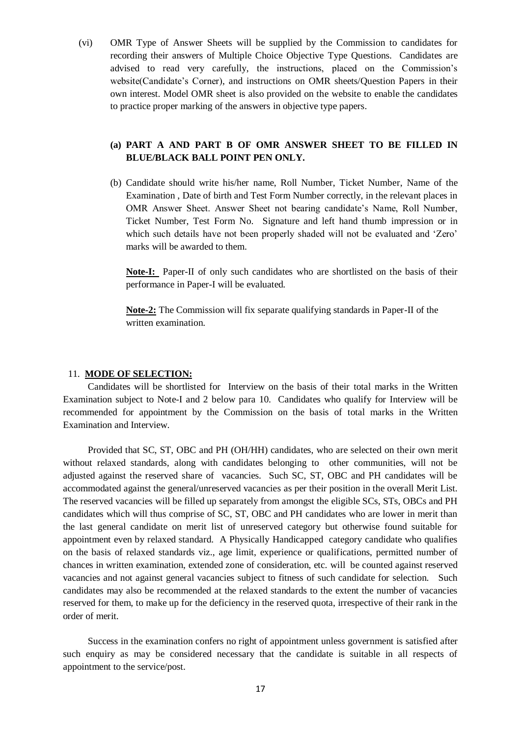(vi) OMR Type of Answer Sheets will be supplied by the Commission to candidates for recording their answers of Multiple Choice Objective Type Questions. Candidates are advised to read very carefully, the instructions, placed on the Commission's website(Candidate's Corner), and instructions on OMR sheets/Question Papers in their own interest. Model OMR sheet is also provided on the website to enable the candidates to practice proper marking of the answers in objective type papers.

**(a) PART A AND PART B OF OMR ANSWER SHEET TO BE FILLED IN BLUE/BLACK BALL POINT PEN ONLY.**

(b) Candidate should write his/her name, Roll Number, Ticket Number, Name of the Examination , Date of birth and Test Form Number correctly, in the relevant places in OMR Answer Sheet. Answer Sheet not bearing candidate's Name, Roll Number, Ticket Number, Test Form No. Signature and left hand thumb impression or in which such details have not been properly shaded will not be evaluated and 'Zero' marks will be awarded to them.

**Note-I:** Paper-II of only such candidates who are shortlisted on the basis of their performance in Paper-I will be evaluated.

**Note-2:** The Commission will fix separate qualifying standards in Paper-II of the written examination.

11. **MODE OF SELECTION:**

Candidates will be shortlisted for Interview on the basis of their total marks in the Written Examination subject to Note-I and 2 below para 10. Candidates who qualify for Interview will be recommended for appointment by the Commission on the basis of total marks in the Written Examination and Interview.

Provided that SC, ST, OBC and PH (OH/HH) candidates, who are selected on their own merit without relaxed standards, along with candidates belonging to other communities, will not be adjusted against the reserved share of vacancies. Such SC, ST, OBC and PH candidates will be accommodated against the general/unreserved vacancies as per their position in the overall Merit List. The reserved vacancies will be filled up separately from amongst the eligible SCs, STs, OBCs and PH candidates which will thus comprise of SC, ST, OBC and PH candidates who are lower in merit than the last general candidate on merit list of unreserved category but otherwise found suitable for appointment even by relaxed standard. A Physically Handicapped category candidate who qualifies on the basis of relaxed standards viz., age limit, experience or qualifications, permitted number of chances in written examination, extended zone of consideration, etc. will be counted against reserved vacancies and not against general vacancies subject to fitness of such candidate for selection. Such candidates may also be recommended at the relaxed standards to the extent the number of vacancies reserved for them, to make up for the deficiency in the reserved quota, irrespective of their rank in the order of merit.

Success in the examination confers no right of appointment unless government is satisfied after such enquiry as may be considered necessary that the candidate is suitable in all respects of appointment to the service/post.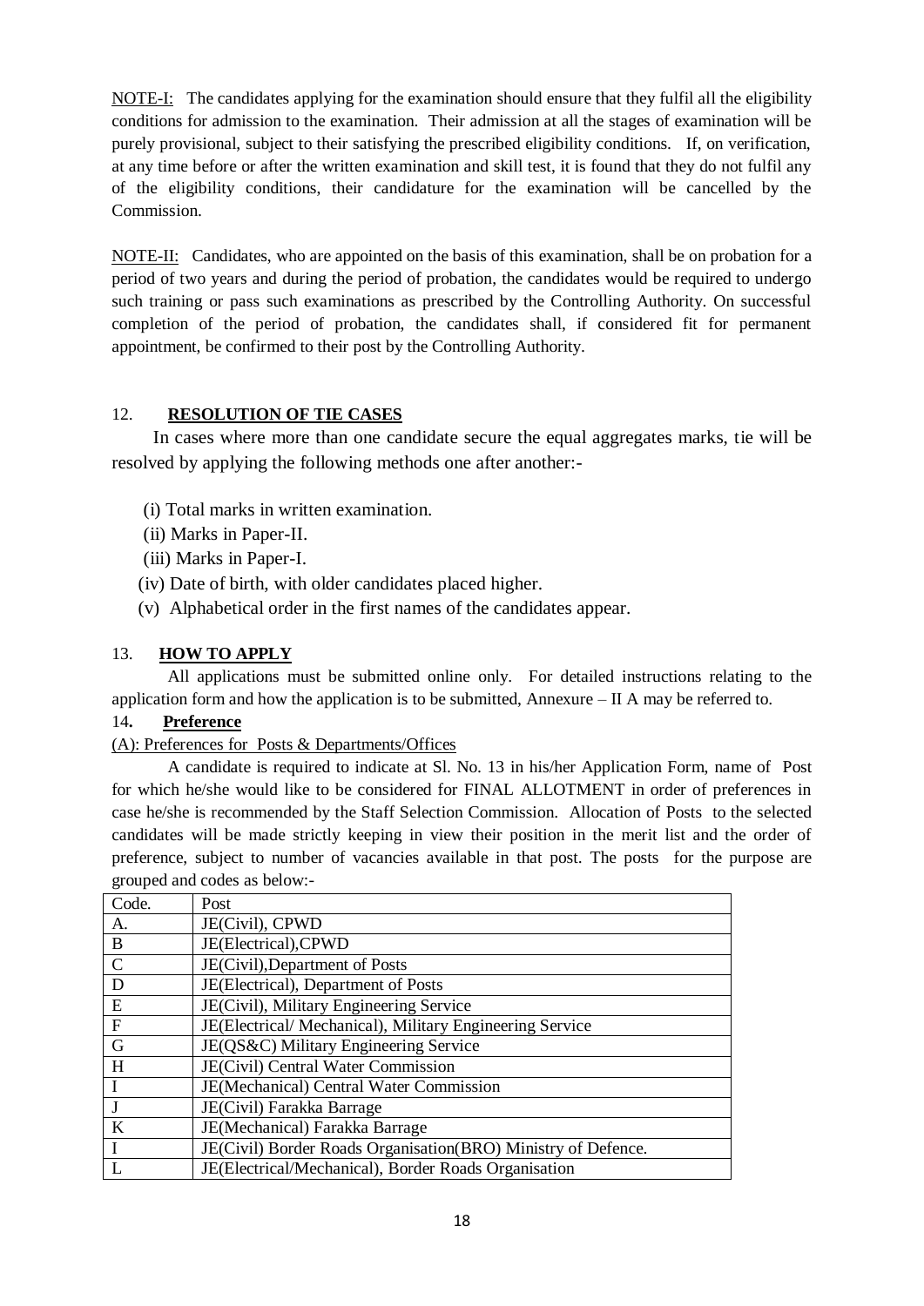NOTE-I: The candidates applying for the examination should ensure that they fulfil all the eligibility conditions for admission to the examination. Their admission at all the stages of examination will be purely provisional, subject to their satisfying the prescribed eligibility conditions. If, on verification, at any time before or after the written examination and skill test, it is found that they do not fulfil any of the eligibility conditions, their candidature for the examination will be cancelled by the Commission.

NOTE-II: Candidates, who are appointed on the basis of this examination, shall be on probation for a period of two years and during the period of probation, the candidates would be required to undergo such training or pass such examinations as prescribed by the Controlling Authority. On successful completion of the period of probation, the candidates shall, if considered fit for permanent appointment, be confirmed to their post by the Controlling Authority.

## 12. **RESOLUTION OF TIE CASES**

In cases where more than one candidate secure the equal aggregates marks, tie will be resolved by applying the following methods one after another:-

(i) Total marks in written examination.

(ii) Marks in Paper-II.

(iii) Marks in Paper-I.

(iv) Date of birth, with older candidates placed higher.

(v) Alphabetical order in the first names of the candidates appear.

## 13. **HOW TO APPLY**

All applications must be submitted online only. For detailed instructions relating to the application form and how the application is to be submitted, Annexure – II A may be referred to.

## 14. **Preference**

(A): Preferences for Posts & Departments/Offices

A candidate is required to indicate at Sl. No. 13 in his/her Application Form, name of Post for which he/she would like to be considered for FINAL ALLOTMENT in order of preferences in case he/she is recommended by the Staff Selection Commission. Allocation of Posts to the selected candidates will be made strictly keeping in view their position in the merit list and the order of preference, subject to number of vacancies available in that post. The posts for the purpose are grouped and codes as below:-

| Code. | Post |
|---|---|
| A. | JE(Civil), CPWD |
| B | JE(Electrical),CPWD |
| C | JE(Civil),Department of Posts |
| D | JE(Electrical), Department of Posts |
| E | JE(Civil), Military Engineering Service |
| F | JE(Electrical/ Mechanical), Military Engineering Service |
| G | JE(QS&C) Military Engineering Service |
| H | JE(Civil) Central Water Commission |
| I | JE(Mechanical) Central Water Commission |
| J | JE(Civil) Farakka Barrage |
| K | JE(Mechanical) Farakka Barrage |
| I | JE(Civil) Border Roads Organisation(BRO) Ministry of Defence. |
| L | JE(Electrical/Mechanical), Border Roads Organisation |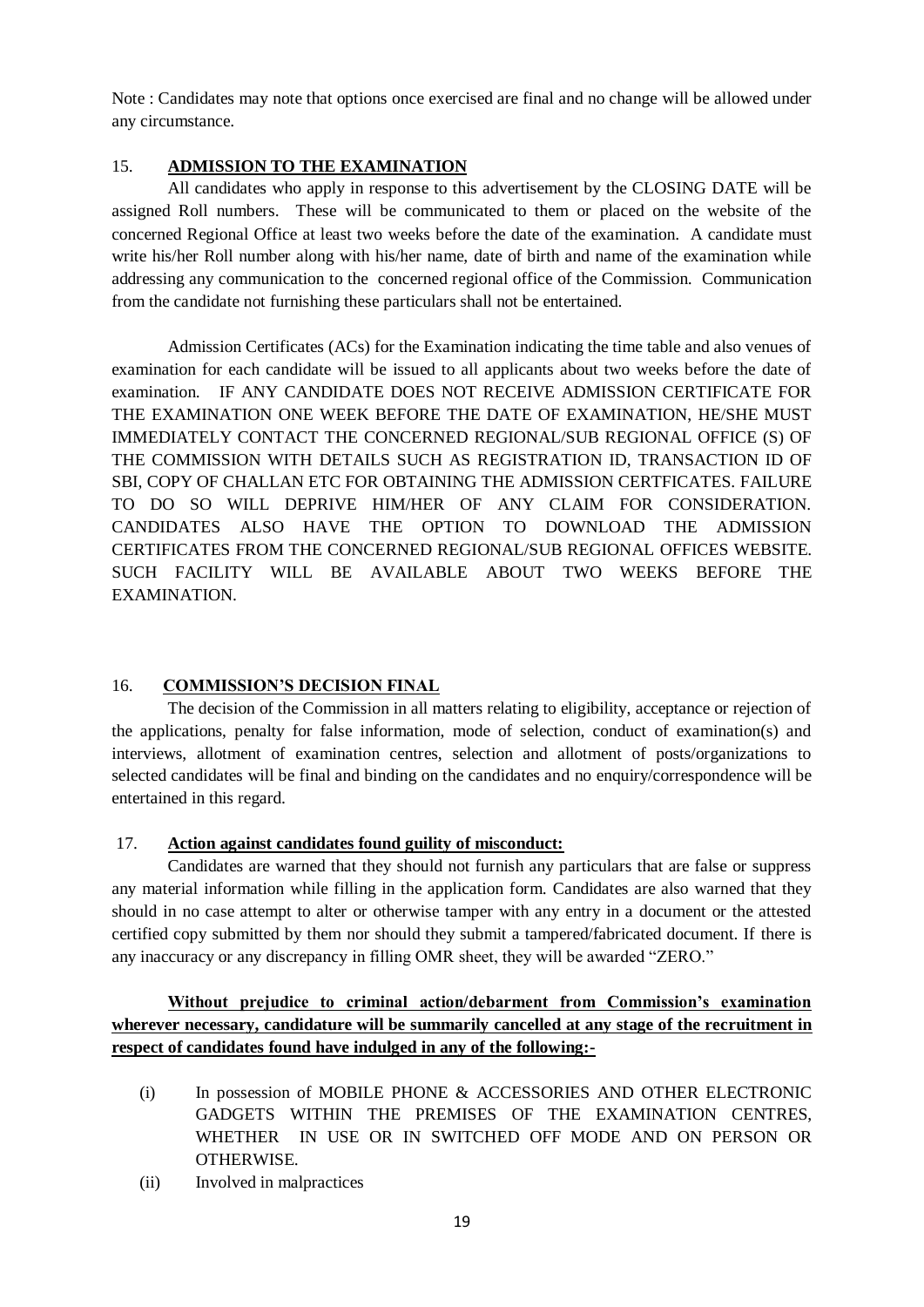Note : Candidates may note that options once exercised are final and no change will be allowed under any circumstance.

## 15. ADMISSION TO THE EXAMINATION

All candidates who apply in response to this advertisement by the CLOSING DATE will be assigned Roll numbers. These will be communicated to them or placed on the website of the concerned Regional Office at least two weeks before the date of the examination. A candidate must write his/her Roll number along with his/her name, date of birth and name of the examination while addressing any communication to the concerned regional office of the Commission. Communication from the candidate not furnishing these particulars shall not be entertained.

Admission Certificates (ACs) for the Examination indicating the time table and also venues of examination for each candidate will be issued to all applicants about two weeks before the date of examination. IF ANY CANDIDATE DOES NOT RECEIVE ADMISSION CERTIFICATE FOR THE EXAMINATION ONE WEEK BEFORE THE DATE OF EXAMINATION, HE/SHE MUST IMMEDIATELY CONTACT THE CONCERNED REGIONAL/SUB REGIONAL OFFICE (S) OF THE COMMISSION WITH DETAILS SUCH AS REGISTRATION ID, TRANSACTION ID OF SBI, COPY OF CHALLAN ETC FOR OBTAINING THE ADMISSION CERTFICATES. FAILURE TO DO SO WILL DEPRIVE HIM/HER OF ANY CLAIM FOR CONSIDERATION. CANDIDATES ALSO HAVE THE OPTION TO DOWNLOAD THE ADMISSION CERTIFICATES FROM THE CONCERNED REGIONAL/SUB REGIONAL OFFICES WEBSITE. SUCH FACILITY WILL BE AVAILABLE ABOUT TWO WEEKS BEFORE THE EXAMINATION.

## 16. COMMISSION'S DECISION FINAL

The decision of the Commission in all matters relating to eligibility, acceptance or rejection of the applications, penalty for false information, mode of selection, conduct of examination(s) and interviews, allotment of examination centres, selection and allotment of posts/organizations to selected candidates will be final and binding on the candidates and no enquiry/correspondence will be entertained in this regard.

## 17. Action against candidates found guility of misconduct:

Candidates are warned that they should not furnish any particulars that are false or suppress any material information while filling in the application form. Candidates are also warned that they should in no case attempt to alter or otherwise tamper with any entry in a document or the attested certified copy submitted by them nor should they submit a tampered/fabricated document. If there is any inaccuracy or any discrepancy in filling OMR sheet, they will be awarded "ZERO."

**Without prejudice to criminal action/debarment from Commission's examination wherever necessary, candidature will be summarily cancelled at any stage of the recruitment in respect of candidates found have indulged in any of the following:-**

(i) In possession of MOBILE PHONE & ACCESSORIES AND OTHER ELECTRONIC GADGETS WITHIN THE PREMISES OF THE EXAMINATION CENTRES, WHETHER IN USE OR IN SWITCHED OFF MODE AND ON PERSON OR OTHERWISE.

(ii) Involved in malpractices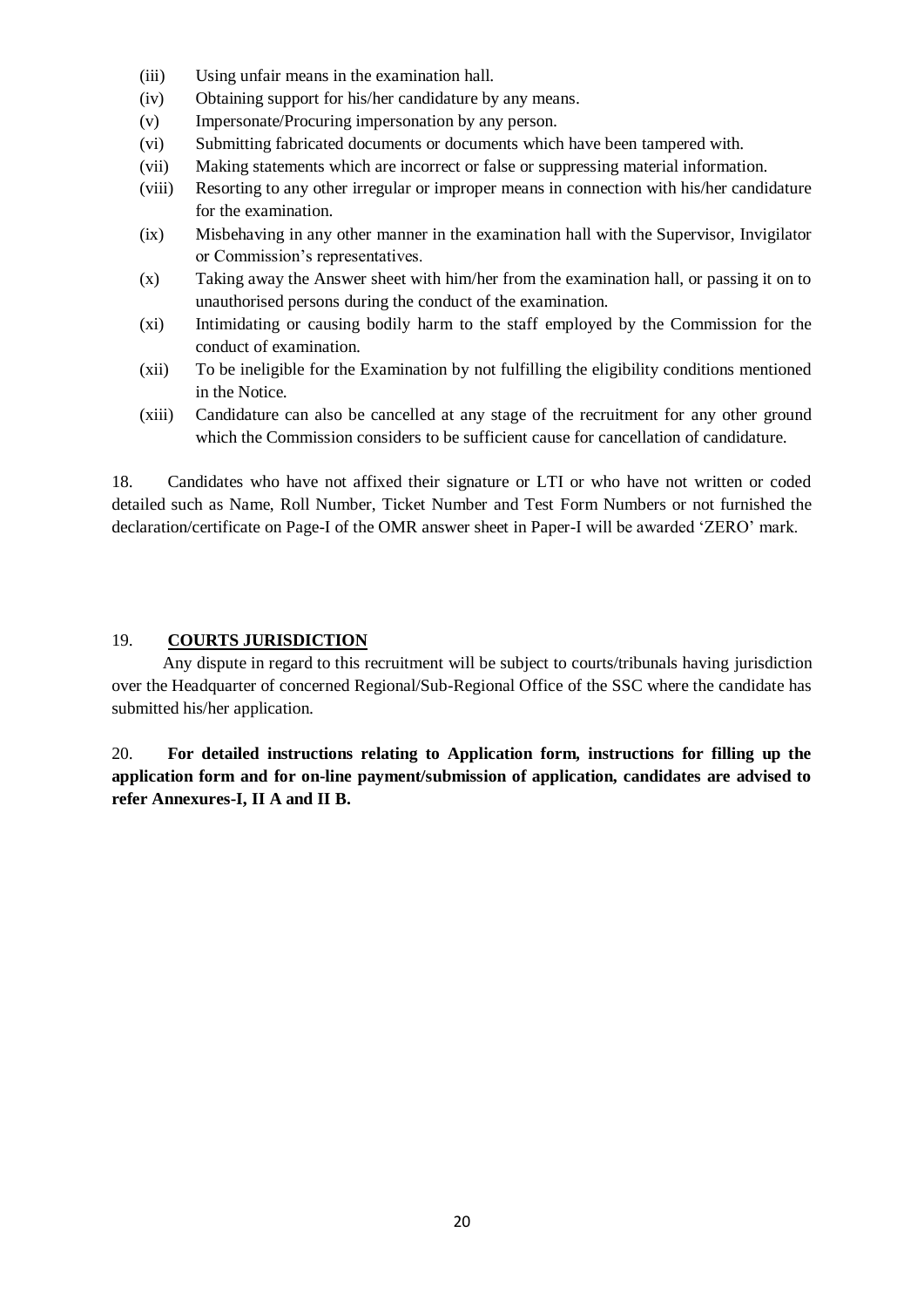(iii) Using unfair means in the examination hall.

(iv) Obtaining support for his/her candidature by any means.

(v) Impersonate/Procuring impersonation by any person.

(vi) Submitting fabricated documents or documents which have been tampered with.

(vii) Making statements which are incorrect or false or suppressing material information.

(viii) Resorting to any other irregular or improper means in connection with his/her candidature for the examination.

(ix) Misbehaving in any other manner in the examination hall with the Supervisor, Invigilator or Commission's representatives.

(x) Taking away the Answer sheet with him/her from the examination hall, or passing it on to unauthorised persons during the conduct of the examination.

(xi) Intimidating or causing bodily harm to the staff employed by the Commission for the conduct of examination.

(xii) To be ineligible for the Examination by not fulfilling the eligibility conditions mentioned in the Notice.

(xiii) Candidature can also be cancelled at any stage of the recruitment for any other ground which the Commission considers to be sufficient cause for cancellation of candidature.

18. Candidates who have not affixed their signature or LTI or who have not written or coded detailed such as Name, Roll Number, Ticket Number and Test Form Numbers or not furnished the declaration/certificate on Page-I of the OMR answer sheet in Paper-I will be awarded 'ZERO' mark.

19. **COURTS JURISDICTION**

Any dispute in regard to this recruitment will be subject to courts/tribunals having jurisdiction over the Headquarter of concerned Regional/Sub-Regional Office of the SSC where the candidate has submitted his/her application.

20. **For detailed instructions relating to Application form, instructions for filling up the application form and for on-line payment/submission of application, candidates are advised to refer Annexures-I, II A and II B.**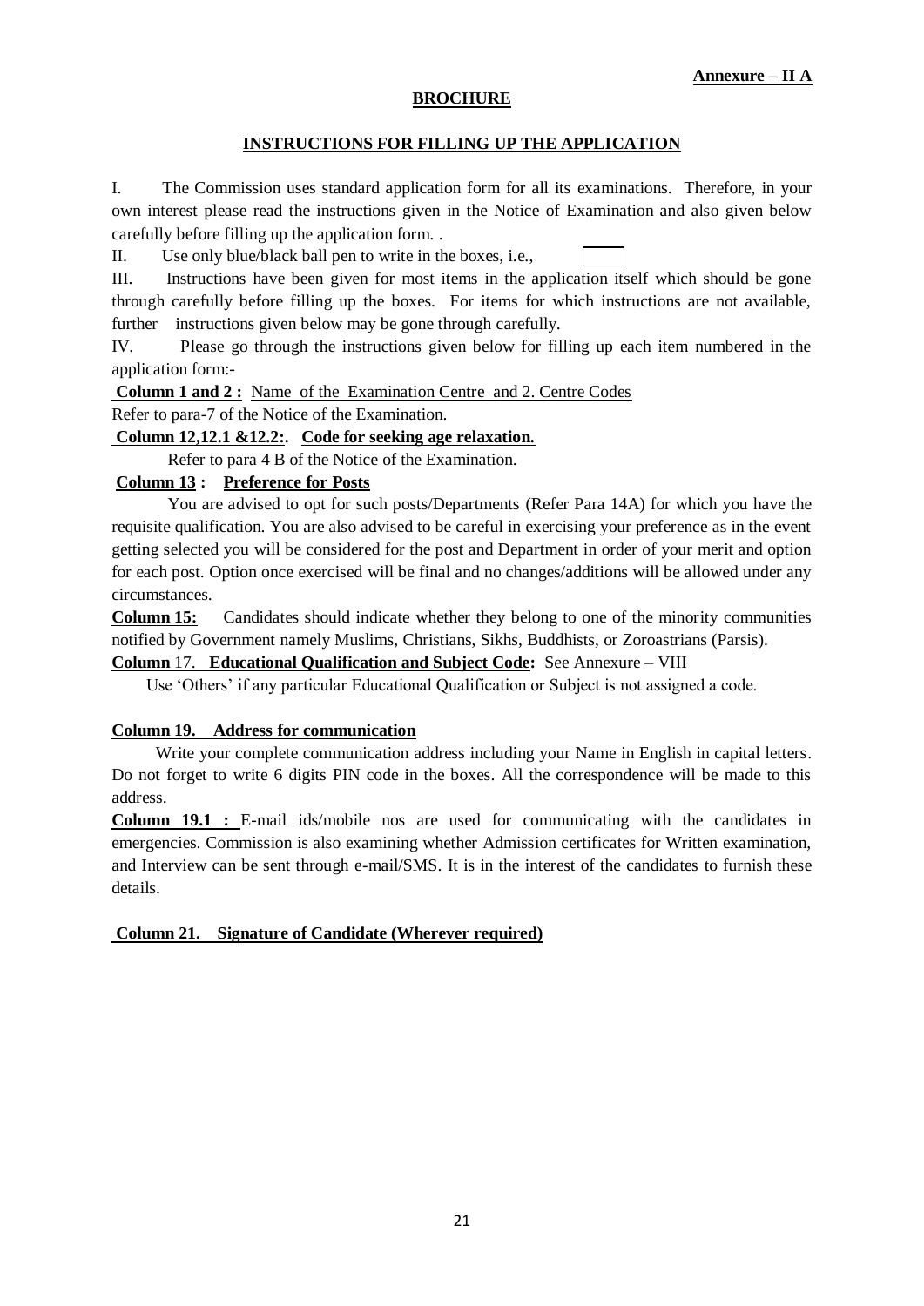**Annexure – II A**

**BROCHURE**

**INSTRUCTIONS FOR FILLING UP THE APPLICATION**

I. The Commission uses standard application form for all its examinations. Therefore, in your own interest please read the instructions given in the Notice of Examination and also given below carefully before filling up the application form. .

II. Use only blue/black ball pen to write in the boxes, i.e., ☐

III. Instructions have been given for most items in the application itself which should be gone through carefully before filling up the boxes. For items for which instructions are not available, further instructions given below may be gone through carefully.

IV. Please go through the instructions given below for filling up each item numbered in the application form:-

**Column 1 and 2 :** Name of the Examination Centre and 2. Centre Codes

Refer to para-7 of the Notice of the Examination.

**Column 12,12.1 &12.2:. Code for seeking age relaxation.**

Refer to para 4 B of the Notice of the Examination.

**Column 13 : Preference for Posts**

You are advised to opt for such posts/Departments (Refer Para 14A) for which you have the requisite qualification. You are also advised to be careful in exercising your preference as in the event getting selected you will be considered for the post and Department in order of your merit and option for each post. Option once exercised will be final and no changes/additions will be allowed under any circumstances.

**Column 15:** Candidates should indicate whether they belong to one of the minority communities notified by Government namely Muslims, Christians, Sikhs, Buddhists, or Zoroastrians (Parsis).

**Column** 17. **Educational Qualification and Subject Code:** See Annexure – VIII

Use 'Others' if any particular Educational Qualification or Subject is not assigned a code.

**Column 19. Address for communication**

Write your complete communication address including your Name in English in capital letters. Do not forget to write 6 digits PIN code in the boxes. All the correspondence will be made to this address.

**Column 19.1 :** E-mail ids/mobile nos are used for communicating with the candidates in emergencies. Commission is also examining whether Admission certificates for Written examination, and Interview can be sent through e-mail/SMS. It is in the interest of the candidates to furnish these details.

**Column 21. Signature of Candidate (Wherever required)**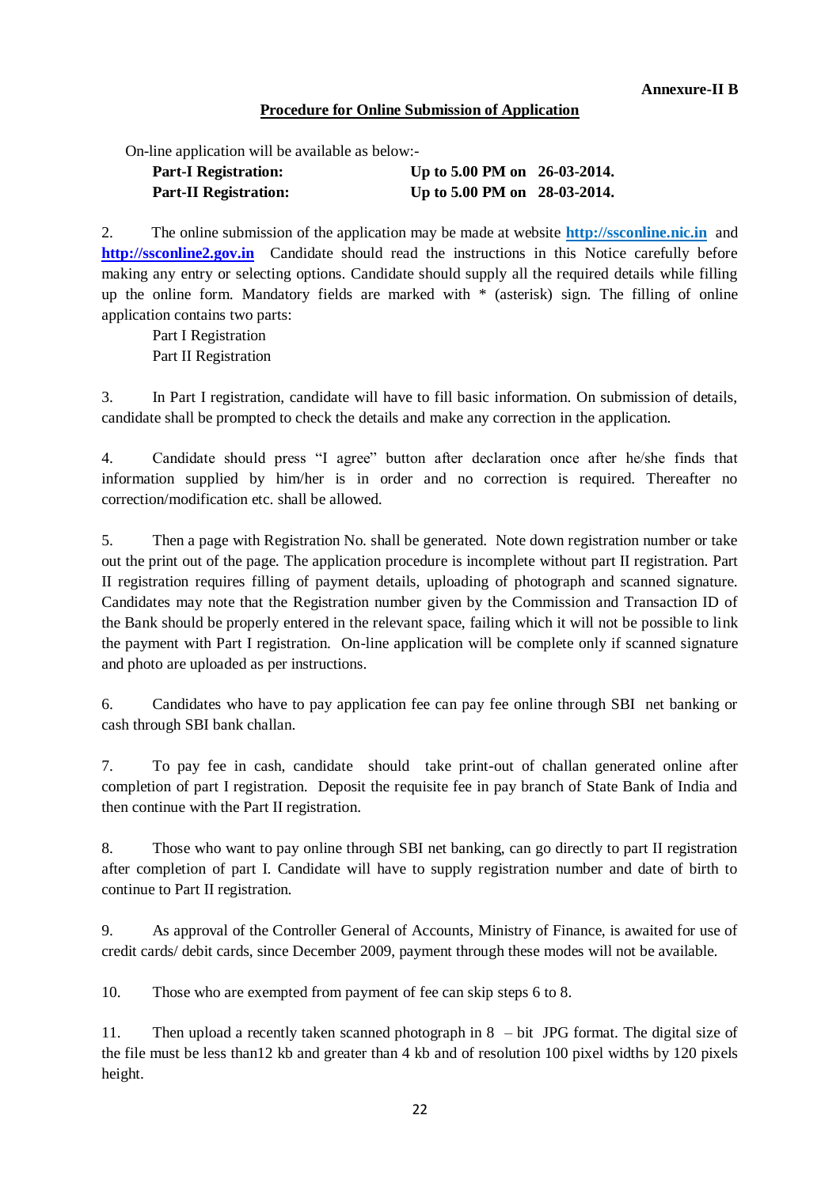**Annexure-II B**

## Procedure for Online Submission of Application

On-line application will be available as below:-

| | |
|---|---|
| **Part-I Registration:** | **Up to 5.00 PM on 26-03-2014.** |
| **Part-II Registration:** | **Up to 5.00 PM on 28-03-2014.** |

2. The online submission of the application may be made at website **http://ssconline.nic.in** and **http://ssconline2.gov.in** Candidate should read the instructions in this Notice carefully before making any entry or selecting options. Candidate should supply all the required details while filling up the online form. Mandatory fields are marked with * (asterisk) sign. The filling of online application contains two parts:

Part I Registration
Part II Registration

3. In Part I registration, candidate will have to fill basic information. On submission of details, candidate shall be prompted to check the details and make any correction in the application.

4. Candidate should press "I agree" button after declaration once after he/she finds that information supplied by him/her is in order and no correction is required. Thereafter no correction/modification etc. shall be allowed.

5. Then a page with Registration No. shall be generated. Note down registration number or take out the print out of the page. The application procedure is incomplete without part II registration. Part II registration requires filling of payment details, uploading of photograph and scanned signature. Candidates may note that the Registration number given by the Commission and Transaction ID of the Bank should be properly entered in the relevant space, failing which it will not be possible to link the payment with Part I registration. On-line application will be complete only if scanned signature and photo are uploaded as per instructions.

6. Candidates who have to pay application fee can pay fee online through SBI net banking or cash through SBI bank challan.

7. To pay fee in cash, candidate should take print-out of challan generated online after completion of part I registration. Deposit the requisite fee in pay branch of State Bank of India and then continue with the Part II registration.

8. Those who want to pay online through SBI net banking, can go directly to part II registration after completion of part I. Candidate will have to supply registration number and date of birth to continue to Part II registration.

9. As approval of the Controller General of Accounts, Ministry of Finance, is awaited for use of credit cards/ debit cards, since December 2009, payment through these modes will not be available.

10. Those who are exempted from payment of fee can skip steps 6 to 8.

11. Then upload a recently taken scanned photograph in 8 – bit JPG format. The digital size of the file must be less than12 kb and greater than 4 kb and of resolution 100 pixel widths by 120 pixels height.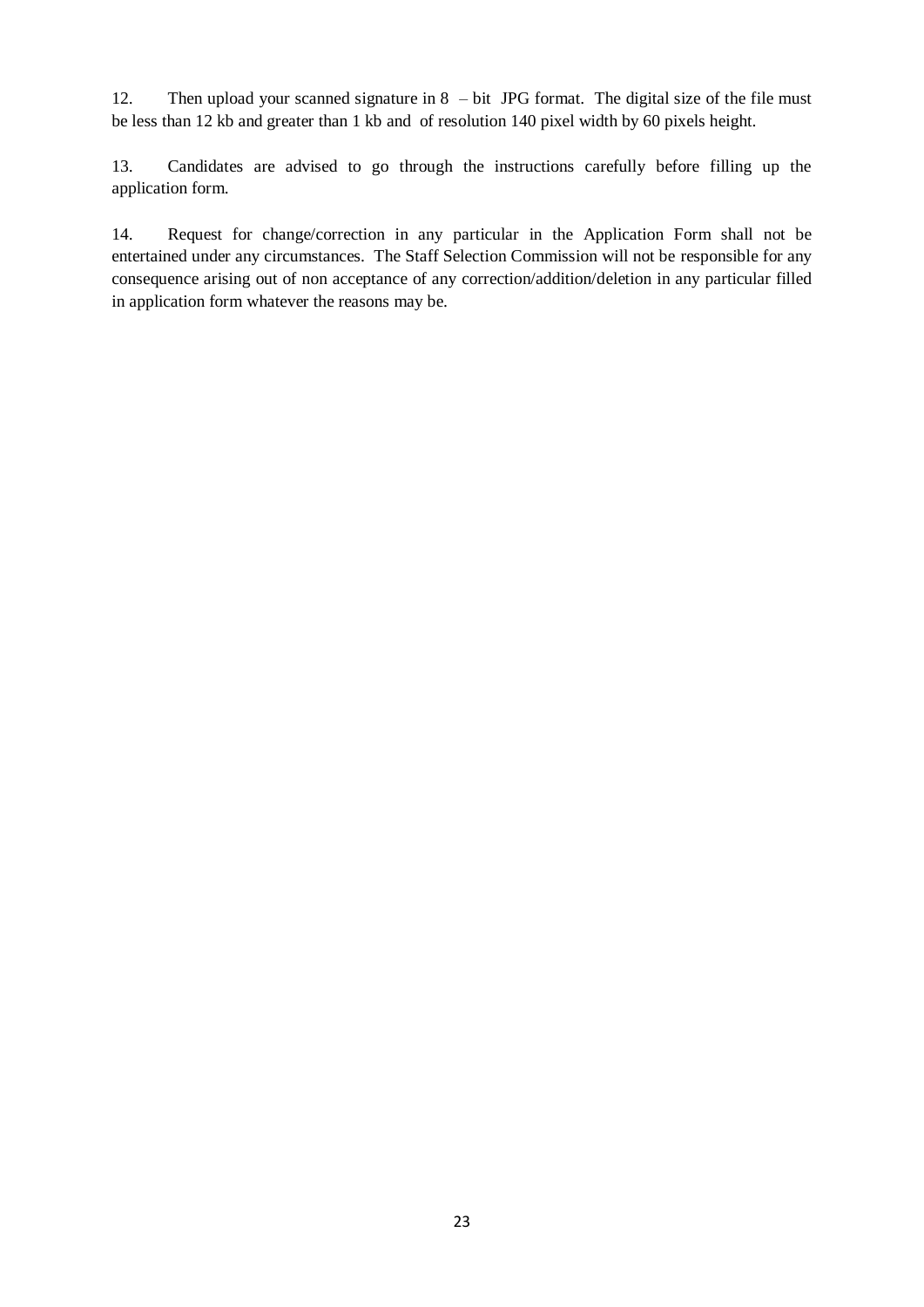12. Then upload your scanned signature in 8 – bit JPG format. The digital size of the file must be less than 12 kb and greater than 1 kb and of resolution 140 pixel width by 60 pixels height.

13. Candidates are advised to go through the instructions carefully before filling up the application form.

14. Request for change/correction in any particular in the Application Form shall not be entertained under any circumstances. The Staff Selection Commission will not be responsible for any consequence arising out of non acceptance of any correction/addition/deletion in any particular filled in application form whatever the reasons may be.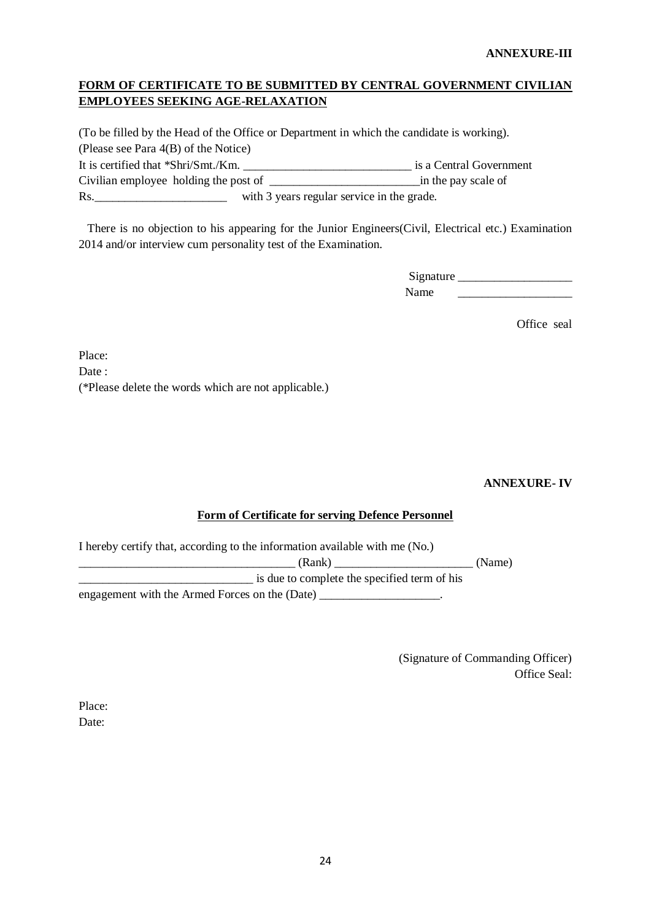**ANNEXURE-III**

**FORM OF CERTIFICATE TO BE SUBMITTED BY CENTRAL GOVERNMENT CIVILIAN EMPLOYEES SEEKING AGE-RELAXATION**

(To be filled by the Head of the Office or Department in which the candidate is working).
(Please see Para 4(B) of the Notice)
It is certified that *Shri/Smt./Km. ____________________________ is a Central Government Civilian employee holding the post of _________________________in the pay scale of Rs.______________________ with 3 years regular service in the grade.

There is no objection to his appearing for the Junior Engineers(Civil, Electrical etc.) Examination 2014 and/or interview cum personality test of the Examination.

Signature ___________________
Name ___________________

Office seal

Place:
Date :
(*Please delete the words which are not applicable.)

**ANNEXURE- IV**

**Form of Certificate for serving Defence Personnel**

I hereby certify that, according to the information available with me (No.)
____________________________________ (Rank) _______________________ (Name)
_____________________________ is due to complete the specified term of his engagement with the Armed Forces on the (Date) ____________________.

(Signature of Commanding Officer)
Office Seal:

Place:
Date: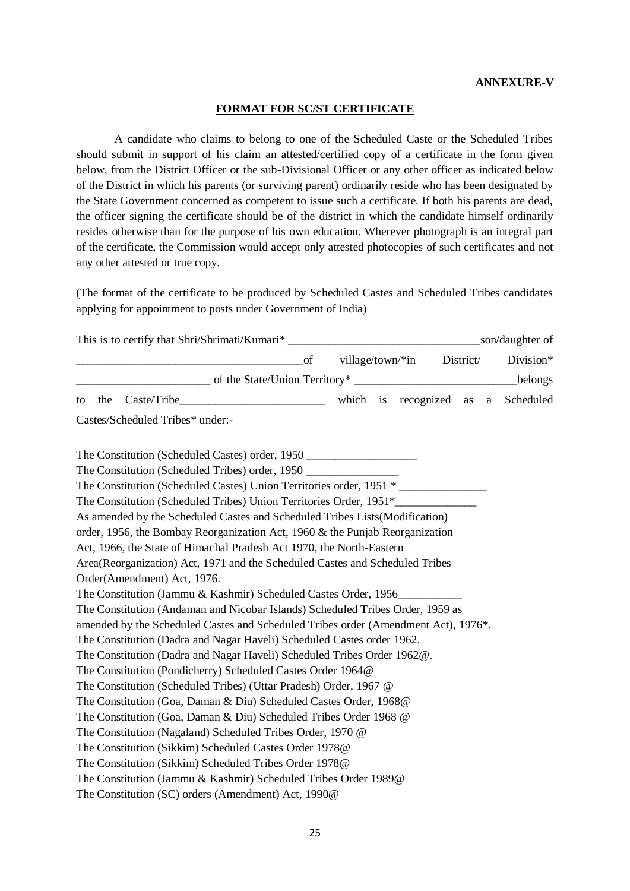**ANNEXURE-V**

## FORMAT FOR SC/ST CERTIFICATE

A candidate who claims to belong to one of the Scheduled Caste or the Scheduled Tribes should submit in support of his claim an attested/certified copy of a certificate in the form given below, from the District Officer or the sub-Divisional Officer or any other officer as indicated below of the District in which his parents (or surviving parent) ordinarily reside who has been designated by the State Government concerned as competent to issue such a certificate. If both his parents are dead, the officer signing the certificate should be of the district in which the candidate himself ordinarily resides otherwise than for the purpose of his own education. Wherever photograph is an integral part of the certificate, the Commission would accept only attested photocopies of such certificates and not any other attested or true copy.

(The format of the certificate to be produced by Scheduled Castes and Scheduled Tribes candidates applying for appointment to posts under Government of India)

This is to certify that Shri/Shrimati/Kumari* ________________________________son/daughter of ______________________________________of village/town/*in District/ Division* ______________________ of the State/Union Territory* ____________________________belongs to the Caste/Tribe_________________________ which is recognized as a Scheduled Castes/Scheduled Tribes* under:-

The Constitution (Scheduled Castes) order, 1950 ___________________
The Constitution (Scheduled Tribes) order, 1950 ________________
The Constitution (Scheduled Castes) Union Territories order, 1951 * _______________
The Constitution (Scheduled Tribes) Union Territories Order, 1951*______________
As amended by the Scheduled Castes and Scheduled Tribes Lists(Modification) order, 1956, the Bombay Reorganization Act, 1960 & the Punjab Reorganization Act, 1966, the State of Himachal Pradesh Act 1970, the North-Eastern Area(Reorganization) Act, 1971 and the Scheduled Castes and Scheduled Tribes Order(Amendment) Act, 1976.
The Constitution (Jammu & Kashmir) Scheduled Castes Order, 1956___________
The Constitution (Andaman and Nicobar Islands) Scheduled Tribes Order, 1959 as amended by the Scheduled Castes and Scheduled Tribes order (Amendment Act), 1976*.
The Constitution (Dadra and Nagar Haveli) Scheduled Castes order 1962.
The Constitution (Dadra and Nagar Haveli) Scheduled Tribes Order 1962@.
The Constitution (Pondicherry) Scheduled Castes Order 1964@
The Constitution (Scheduled Tribes) (Uttar Pradesh) Order, 1967 @
The Constitution (Goa, Daman & Diu) Scheduled Castes Order, 1968@
The Constitution (Goa, Daman & Diu) Scheduled Tribes Order 1968 @
The Constitution (Nagaland) Scheduled Tribes Order, 1970 @
The Constitution (Sikkim) Scheduled Castes Order 1978@
The Constitution (Sikkim) Scheduled Tribes Order 1978@
The Constitution (Jammu & Kashmir) Scheduled Tribes Order 1989@
The Constitution (SC) orders (Amendment) Act, 1990@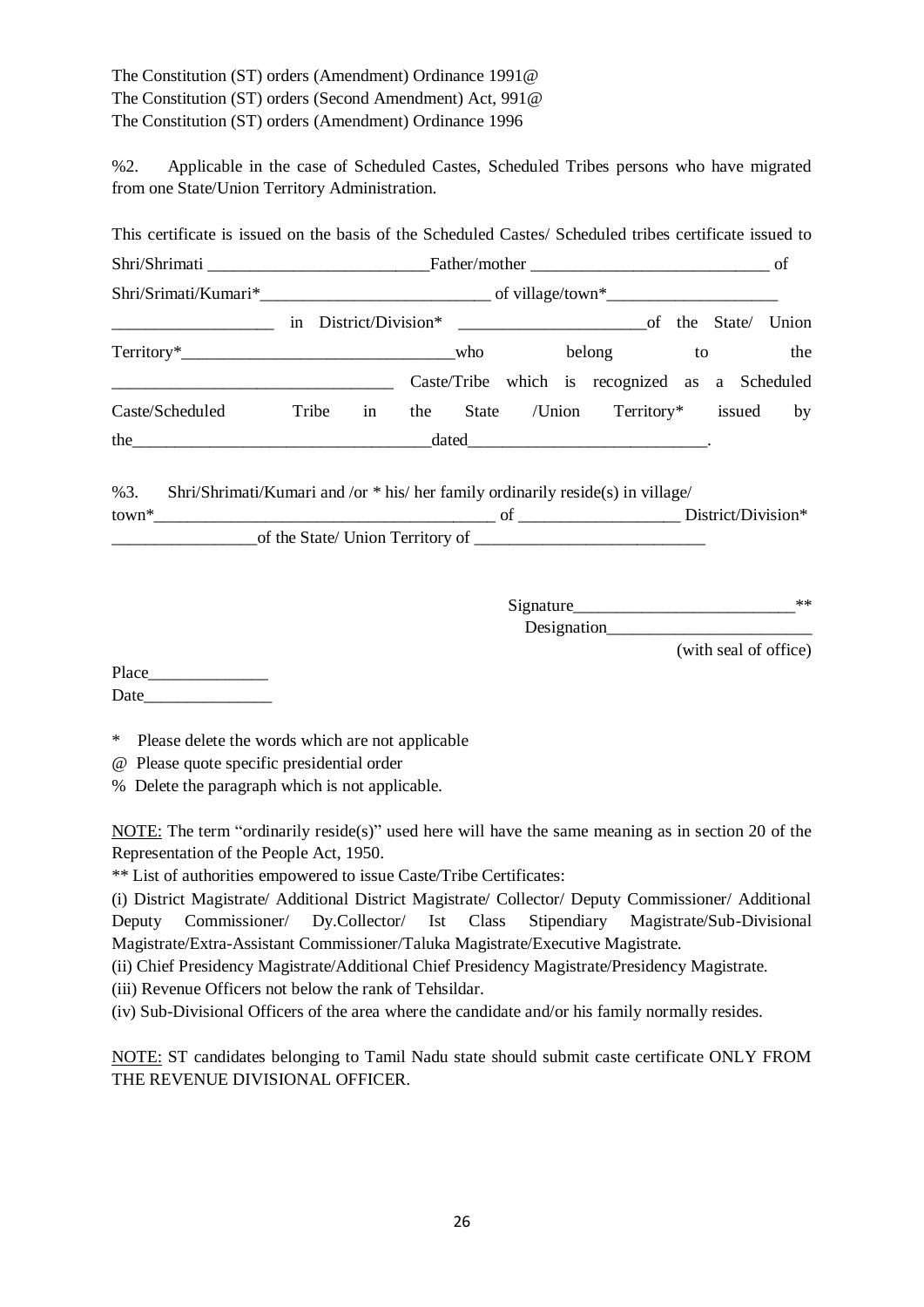The Constitution (ST) orders (Amendment) Ordinance 1991@
The Constitution (ST) orders (Second Amendment) Act, 991@
The Constitution (ST) orders (Amendment) Ordinance 1996

%2. Applicable in the case of Scheduled Castes, Scheduled Tribes persons who have migrated from one State/Union Territory Administration.

This certificate is issued on the basis of the Scheduled Castes/ Scheduled tribes certificate issued to Shri/Shrimati __________________________Father/mother ____________________________ of Shri/Srimati/Kumari*___________________________ of village/town*____________________ ___________________ in District/Division* ______________________of the State/ Union Territory*________________________________who belong to the _________________________________ Caste/Tribe which is recognized as a Scheduled Caste/Scheduled Tribe in the State /Union Territory* issued by the___________________________________dated____________________________.

%3. Shri/Shrimati/Kumari and /or * his/ her family ordinarily reside(s) in village/ town*________________________________________ of ___________________ District/Division* _________________of the State/ Union Territory of ___________________________

Signature__________________________**
Designation________________________
(with seal of office)

Place______________
Date_______________

\* Please delete the words which are not applicable
@ Please quote specific presidential order
% Delete the paragraph which is not applicable.

<u>NOTE:</u> The term "ordinarily reside(s)" used here will have the same meaning as in section 20 of the Representation of the People Act, 1950.

** List of authorities empowered to issue Caste/Tribe Certificates:

(i) District Magistrate/ Additional District Magistrate/ Collector/ Deputy Commissioner/ Additional Deputy Commissioner/ Dy.Collector/ Ist Class Stipendiary Magistrate/Sub-Divisional Magistrate/Extra-Assistant Commissioner/Taluka Magistrate/Executive Magistrate.
(ii) Chief Presidency Magistrate/Additional Chief Presidency Magistrate/Presidency Magistrate.
(iii) Revenue Officers not below the rank of Tehsildar.
(iv) Sub-Divisional Officers of the area where the candidate and/or his family normally resides.

<u>NOTE:</u> ST candidates belonging to Tamil Nadu state should submit caste certificate ONLY FROM THE REVENUE DIVISIONAL OFFICER.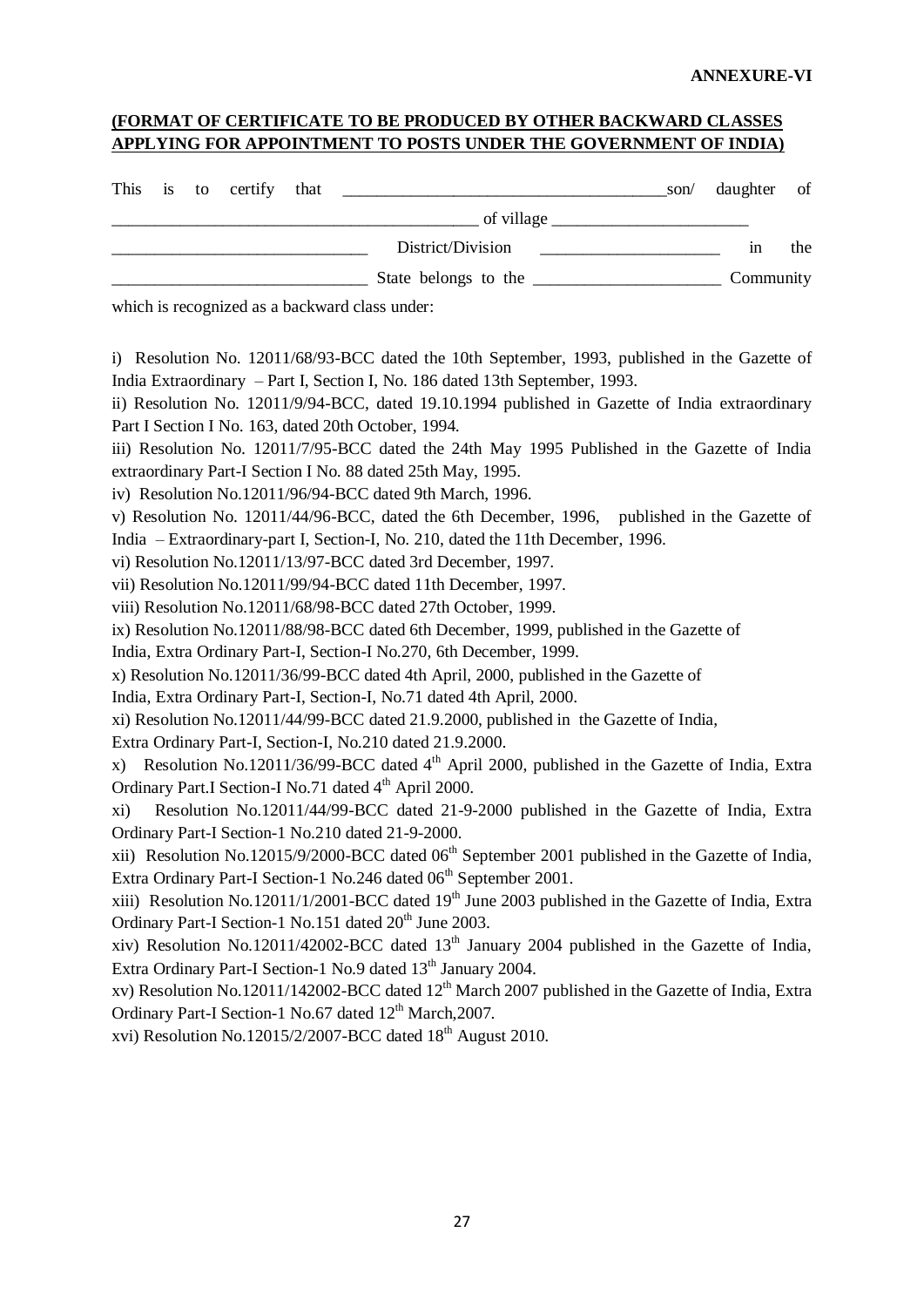**ANNEXURE-VI**

**(FORMAT OF CERTIFICATE TO BE PRODUCED BY OTHER BACKWARD CLASSES APPLYING FOR APPOINTMENT TO POSTS UNDER THE GOVERNMENT OF INDIA)**

This is to certify that ______________________________________son/ daughter of ___________________________________________ of village _______________________ ______________________________ District/Division _____________________ in the ______________________________ State belongs to the ______________________ Community which is recognized as a backward class under:

i) Resolution No. 12011/68/93-BCC dated the 10th September, 1993, published in the Gazette of India Extraordinary – Part I, Section I, No. 186 dated 13th September, 1993.

ii) Resolution No. 12011/9/94-BCC, dated 19.10.1994 published in Gazette of India extraordinary Part I Section I No. 163, dated 20th October, 1994.

iii) Resolution No. 12011/7/95-BCC dated the 24th May 1995 Published in the Gazette of India extraordinary Part-I Section I No. 88 dated 25th May, 1995.

iv) Resolution No.12011/96/94-BCC dated 9th March, 1996.

v) Resolution No. 12011/44/96-BCC, dated the 6th December, 1996, published in the Gazette of India – Extraordinary-part I, Section-I, No. 210, dated the 11th December, 1996.

vi) Resolution No.12011/13/97-BCC dated 3rd December, 1997.

vii) Resolution No.12011/99/94-BCC dated 11th December, 1997.

viii) Resolution No.12011/68/98-BCC dated 27th October, 1999.

ix) Resolution No.12011/88/98-BCC dated 6th December, 1999, published in the Gazette of India, Extra Ordinary Part-I, Section-I No.270, 6th December, 1999.

x) Resolution No.12011/36/99-BCC dated 4th April, 2000, published in the Gazette of India, Extra Ordinary Part-I, Section-I, No.71 dated 4th April, 2000.

xi) Resolution No.12011/44/99-BCC dated 21.9.2000, published in the Gazette of India, Extra Ordinary Part-I, Section-I, No.210 dated 21.9.2000.

x) Resolution No.12011/36/99-BCC dated 4th April 2000, published in the Gazette of India, Extra Ordinary Part.I Section-I No.71 dated 4th April 2000.

xi) Resolution No.12011/44/99-BCC dated 21-9-2000 published in the Gazette of India, Extra Ordinary Part-I Section-1 No.210 dated 21-9-2000.

xii) Resolution No.12015/9/2000-BCC dated 06th September 2001 published in the Gazette of India, Extra Ordinary Part-I Section-1 No.246 dated 06th September 2001.

xiii) Resolution No.12011/1/2001-BCC dated 19th June 2003 published in the Gazette of India, Extra Ordinary Part-I Section-1 No.151 dated 20th June 2003.

xiv) Resolution No.12011/42002-BCC dated 13th January 2004 published in the Gazette of India, Extra Ordinary Part-I Section-1 No.9 dated 13th January 2004.

xv) Resolution No.12011/142002-BCC dated 12th March 2007 published in the Gazette of India, Extra Ordinary Part-I Section-1 No.67 dated 12th March,2007.

xvi) Resolution No.12015/2/2007-BCC dated 18th August 2010.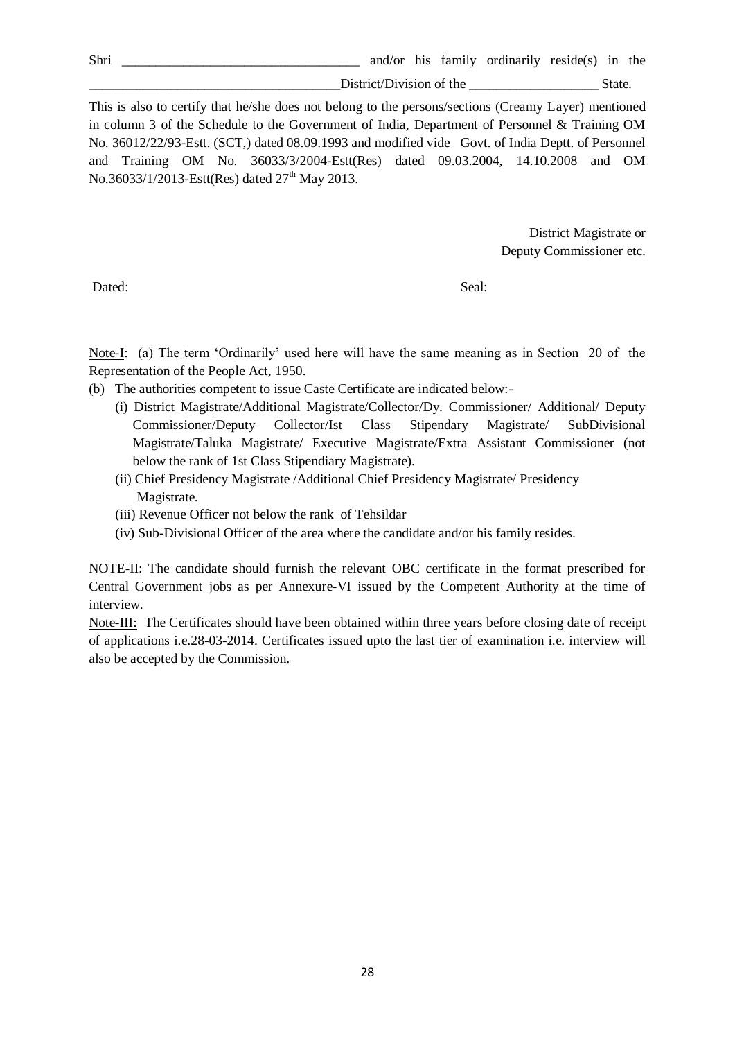Shri ___________________________________ and/or his family ordinarily reside(s) in the _____________________________________District/Division of the ___________________ State.

This is also to certify that he/she does not belong to the persons/sections (Creamy Layer) mentioned in column 3 of the Schedule to the Government of India, Department of Personnel & Training OM No. 36012/22/93-Estt. (SCT,) dated 08.09.1993 and modified vide Govt. of India Deptt. of Personnel and Training OM No. 36033/3/2004-Estt(Res) dated 09.03.2004, 14.10.2008 and OM No.36033/1/2013-Estt(Res) dated 27th May 2013.

District Magistrate or
Deputy Commissioner etc.

Dated: Seal:

Note-I: (a) The term 'Ordinarily' used here will have the same meaning as in Section 20 of the Representation of the People Act, 1950.

(b) The authorities competent to issue Caste Certificate are indicated below:-
   (i) District Magistrate/Additional Magistrate/Collector/Dy. Commissioner/ Additional/ Deputy Commissioner/Deputy Collector/Ist Class Stipendary Magistrate/ SubDivisional Magistrate/Taluka Magistrate/ Executive Magistrate/Extra Assistant Commissioner (not below the rank of 1st Class Stipendiary Magistrate).
   (ii) Chief Presidency Magistrate /Additional Chief Presidency Magistrate/ Presidency Magistrate.
   (iii) Revenue Officer not below the rank of Tehsildar
   (iv) Sub-Divisional Officer of the area where the candidate and/or his family resides.

NOTE-II: The candidate should furnish the relevant OBC certificate in the format prescribed for Central Government jobs as per Annexure-VI issued by the Competent Authority at the time of interview.

Note-III: The Certificates should have been obtained within three years before closing date of receipt of applications i.e.28-03-2014. Certificates issued upto the last tier of examination i.e. interview will also be accepted by the Commission.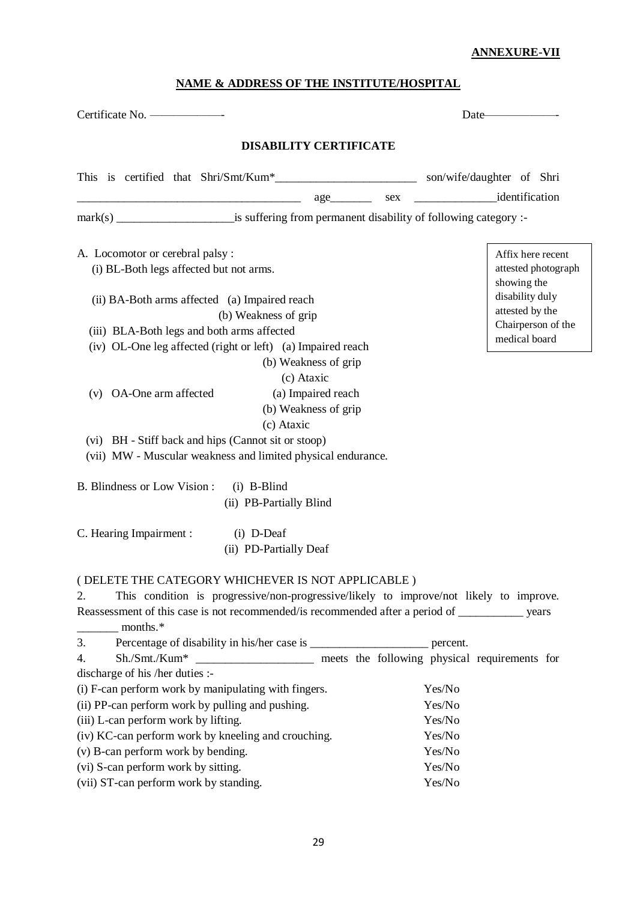**ANNEXURE-VII**

**NAME & ADDRESS OF THE INSTITUTE/HOSPITAL**

Certificate No. ——————- Date——————-

**DISABILITY CERTIFICATE**

This is certified that Shri/Smt/Kum*________________________ son/wife/daughter of Shri ______________________________________ age_______ sex ______________identification mark(s) ____________________is suffering from permanent disability of following category :-

Affix here recent attested photograph showing the disability duly attested by the Chairperson of the medical board

A. Locomotor or cerebral palsy :

(i) BL-Both legs affected but not arms.

(ii) BA-Both arms affected (a) Impaired reach
(b) Weakness of grip

(iii) BLA-Both legs and both arms affected

(iv) OL-One leg affected (right or left) (a) Impaired reach
(b) Weakness of grip
(c) Ataxic

(v) OA-One arm affected (a) Impaired reach
(b) Weakness of grip
(c) Ataxic

(vi) BH - Stiff back and hips (Cannot sit or stoop)

(vii) MW - Muscular weakness and limited physical endurance.

B. Blindness or Low Vision : (i) B-Blind
(ii) PB-Partially Blind

C. Hearing Impairment : (i) D-Deaf
(ii) PD-Partially Deaf

( DELETE THE CATEGORY WHICHEVER IS NOT APPLICABLE )

2. This condition is progressive/non-progressive/likely to improve/not likely to improve. Reassessment of this case is not recommended/is recommended after a period of ___________ years _______ months.*

3. Percentage of disability in his/her case is ____________________ percent.

4. Sh./Smt./Kum* ____________________ meets the following physical requirements for discharge of his /her duties :-

| | |
|---|---|
| (i) F-can perform work by manipulating with fingers. | Yes/No |
| (ii) PP-can perform work by pulling and pushing. | Yes/No |
| (iii) L-can perform work by lifting. | Yes/No |
| (iv) KC-can perform work by kneeling and crouching. | Yes/No |
| (v) B-can perform work by bending. | Yes/No |
| (vi) S-can perform work by sitting. | Yes/No |
| (vii) ST-can perform work by standing. | Yes/No |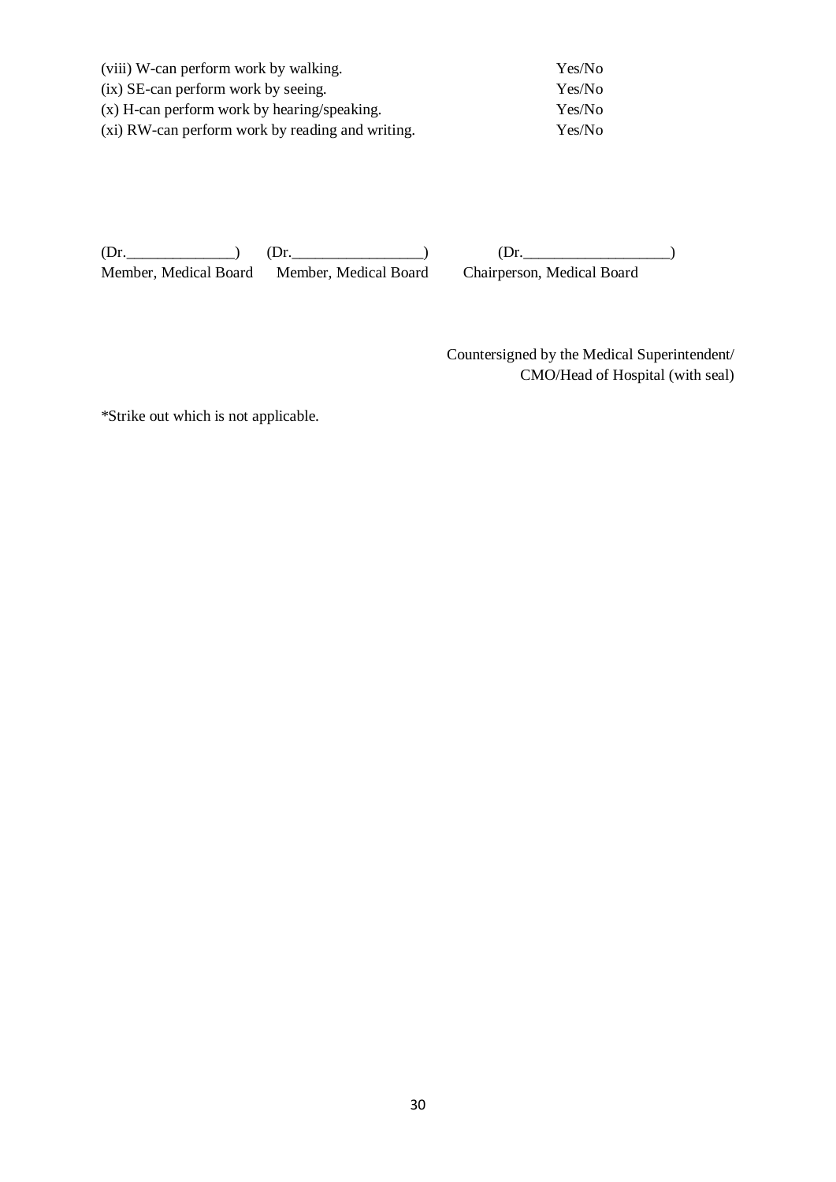| | |
|---|---|
| (viii) W-can perform work by walking. | Yes/No |
| (ix) SE-can perform work by seeing. | Yes/No |
| (x) H-can perform work by hearing/speaking. | Yes/No |
| (xi) RW-can perform work by reading and writing. | Yes/No |

| | | |
|---|---|---|
| (Dr.______________) | (Dr._________________) | (Dr.___________________) |
| Member, Medical Board | Member, Medical Board | Chairperson, Medical Board |

Countersigned by the Medical Superintendent/
CMO/Head of Hospital (with seal)

*Strike out which is not applicable.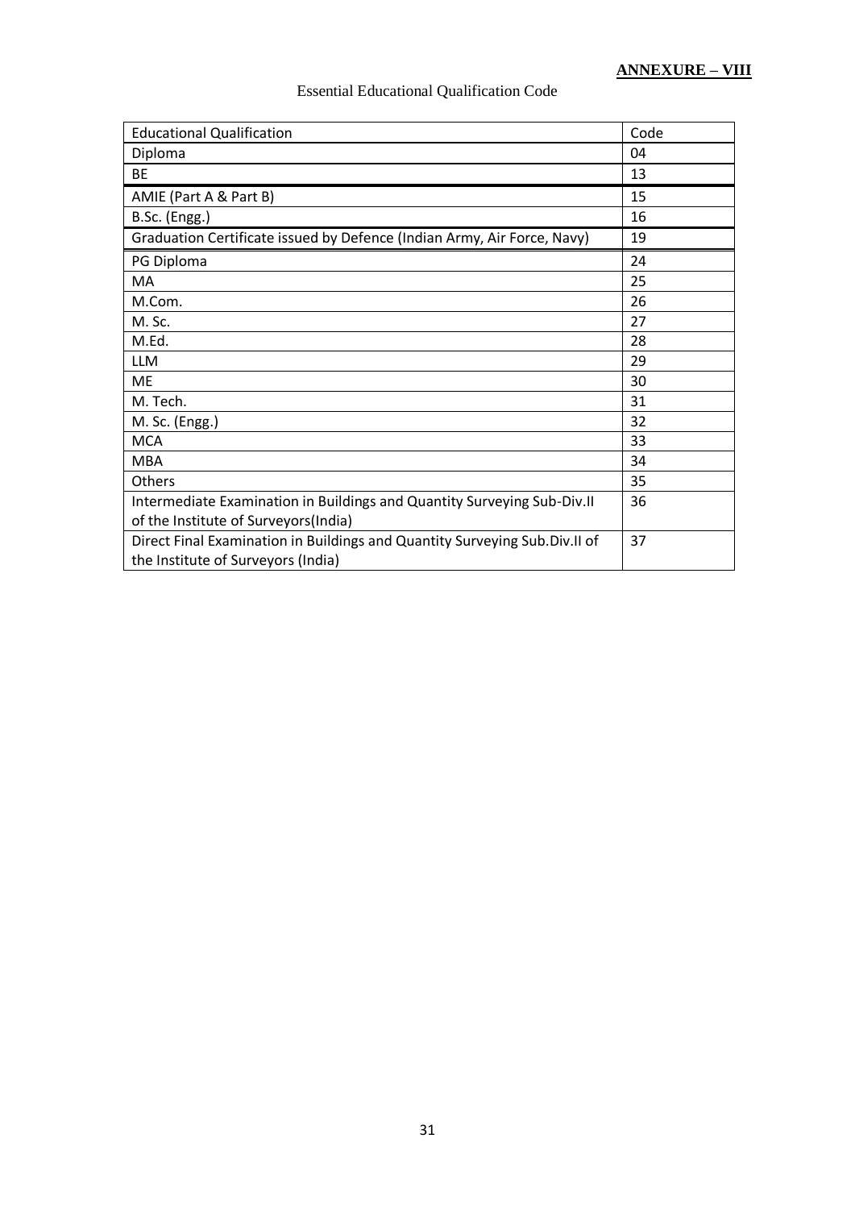**ANNEXURE – VIII**

Essential Educational Qualification Code

| Educational Qualification | Code |
|---|---|
| Diploma | 04 |
| BE | 13 |
| AMIE (Part A & Part B) | 15 |
| B.Sc. (Engg.) | 16 |
| Graduation Certificate issued by Defence (Indian Army, Air Force, Navy) | 19 |
| PG Diploma | 24 |
| MA | 25 |
| M.Com. | 26 |
| M. Sc. | 27 |
| M.Ed. | 28 |
| LLM | 29 |
| ME | 30 |
| M. Tech. | 31 |
| M. Sc. (Engg.) | 32 |
| MCA | 33 |
| MBA | 34 |
| Others | 35 |
| Intermediate Examination in Buildings and Quantity Surveying Sub-Div.II of the Institute of Surveyors(India) | 36 |
| Direct Final Examination in Buildings and Quantity Surveying Sub.Div.II of the Institute of Surveyors (India) | 37 |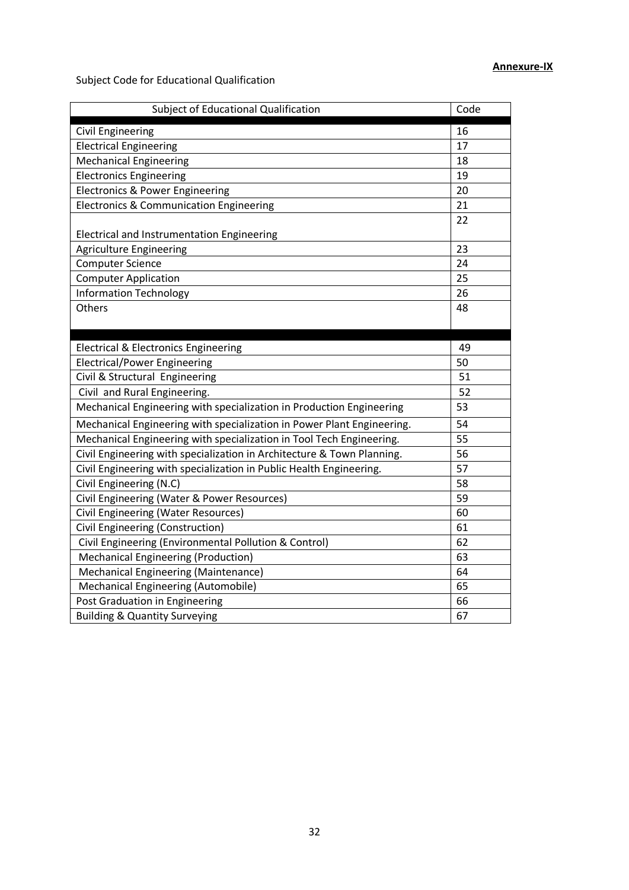**Annexure-IX**

Subject Code for Educational Qualification

| Subject of Educational Qualification | Code |
|---|---|
| Civil Engineering | 16 |
| Electrical Engineering | 17 |
| Mechanical Engineering | 18 |
| Electronics Engineering | 19 |
| Electronics & Power Engineering | 20 |
| Electronics & Communication Engineering | 21 |
| Electrical and Instrumentation Engineering | 22 |
| Agriculture Engineering | 23 |
| Computer Science | 24 |
| Computer Application | 25 |
| Information Technology | 26 |
| Others | 48 |
| Electrical & Electronics Engineering | 49 |
| Electrical/Power Engineering | 50 |
| Civil & Structural Engineering | 51 |
| Civil and Rural Engineering. | 52 |
| Mechanical Engineering with specialization in Production Engineering | 53 |
| Mechanical Engineering with specialization in Power Plant Engineering. | 54 |
| Mechanical Engineering with specialization in Tool Tech Engineering. | 55 |
| Civil Engineering with specialization in Architecture & Town Planning. | 56 |
| Civil Engineering with specialization in Public Health Engineering. | 57 |
| Civil Engineering (N.C) | 58 |
| Civil Engineering (Water & Power Resources) | 59 |
| Civil Engineering (Water Resources) | 60 |
| Civil Engineering (Construction) | 61 |
| Civil Engineering (Environmental Pollution & Control) | 62 |
| Mechanical Engineering (Production) | 63 |
| Mechanical Engineering (Maintenance) | 64 |
| Mechanical Engineering (Automobile) | 65 |
| Post Graduation in Engineering | 66 |
| Building & Quantity Surveying | 67 |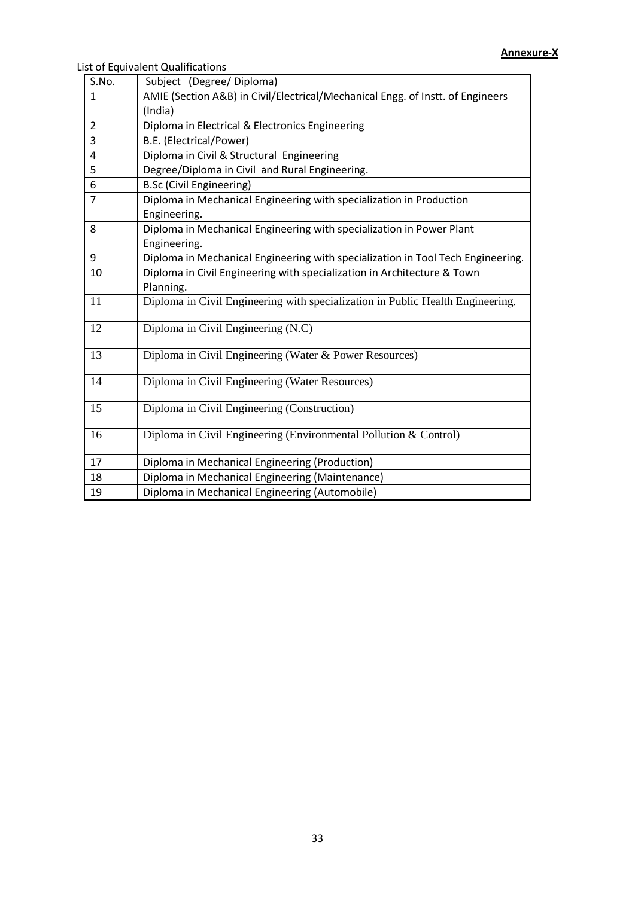**Annexure-X**

List of Equivalent Qualifications

| S.No. | Subject (Degree/ Diploma) |
|---|---|
| 1 | AMIE (Section A&B) in Civil/Electrical/Mechanical Engg. of Instt. of Engineers (India) |
| 2 | Diploma in Electrical & Electronics Engineering |
| 3 | B.E. (Electrical/Power) |
| 4 | Diploma in Civil & Structural Engineering |
| 5 | Degree/Diploma in Civil and Rural Engineering. |
| 6 | B.Sc (Civil Engineering) |
| 7 | Diploma in Mechanical Engineering with specialization in Production Engineering. |
| 8 | Diploma in Mechanical Engineering with specialization in Power Plant Engineering. |
| 9 | Diploma in Mechanical Engineering with specialization in Tool Tech Engineering. |
| 10 | Diploma in Civil Engineering with specialization in Architecture & Town Planning. |
| 11 | Diploma in Civil Engineering with specialization in Public Health Engineering. |
| 12 | Diploma in Civil Engineering (N.C) |
| 13 | Diploma in Civil Engineering (Water & Power Resources) |
| 14 | Diploma in Civil Engineering (Water Resources) |
| 15 | Diploma in Civil Engineering (Construction) |
| 16 | Diploma in Civil Engineering (Environmental Pollution & Control) |
| 17 | Diploma in Mechanical Engineering (Production) |
| 18 | Diploma in Mechanical Engineering (Maintenance) |
| 19 | Diploma in Mechanical Engineering (Automobile) |